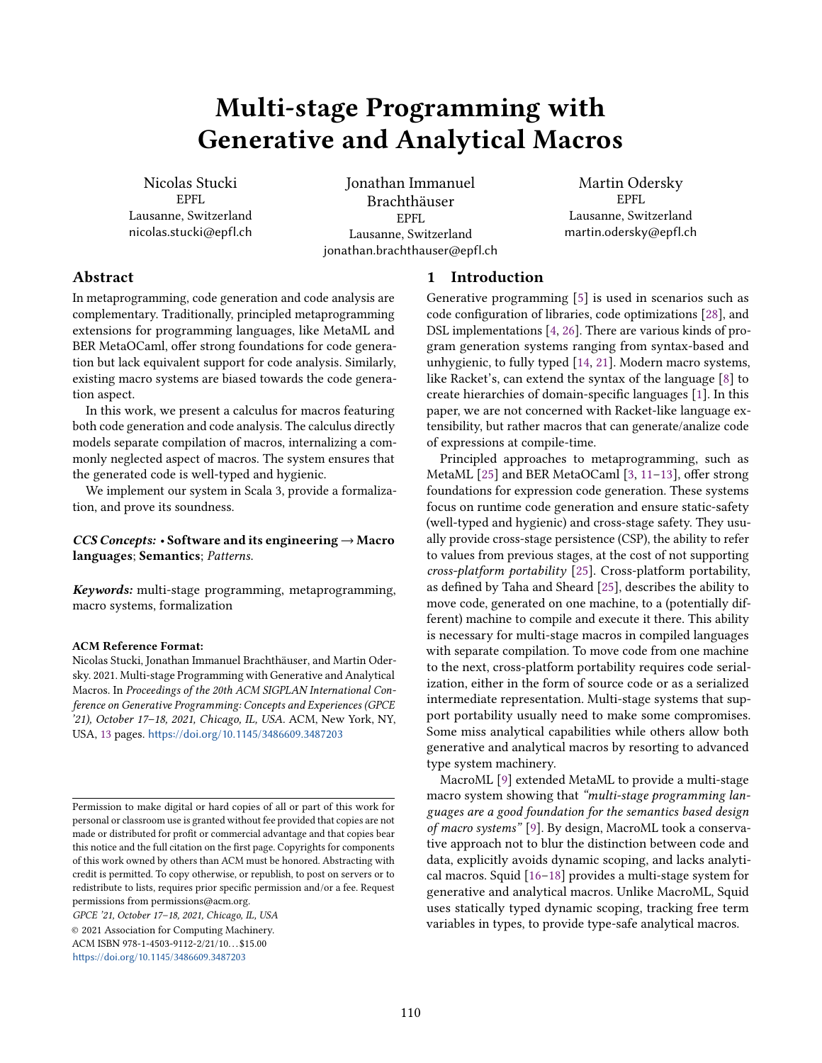# Multi-stage Programming with Generative and Analytical Macros

Nicolas Stucki
EPFL
Lausanne, Switzerland
nicolas.stucki@epfl.ch

Jonathan Immanuel Brachthäuser
EPFL
Lausanne, Switzerland
jonathan.brachthauser@epfl.ch

Martin Odersky
EPFL
Lausanne, Switzerland
martin.odersky@epfl.ch

## Abstract

In metaprogramming, code generation and code analysis are complementary. Traditionally, principled metaprogramming extensions for programming languages, like MetaML and BER MetaOCaml, offer strong foundations for code generation but lack equivalent support for code analysis. Similarly, existing macro systems are biased towards the code generation aspect.

In this work, we present a calculus for macros featuring both code generation and code analysis. The calculus directly models separate compilation of macros, internalizing a commonly neglected aspect of macros. The system ensures that the generated code is well-typed and hygienic.

We implement our system in Scala 3, provide a formalization, and prove its soundness.

***CCS Concepts:*** • **Software and its engineering → Macro languages**; **Semantics**; *Patterns.*

***Keywords:*** multi-stage programming, metaprogramming, macro systems, formalization

**ACM Reference Format:**
Nicolas Stucki, Jonathan Immanuel Brachthäuser, and Martin Odersky. 2021. Multi-stage Programming with Generative and Analytical Macros. In *Proceedings of the 20th ACM SIGPLAN International Conference on Generative Programming: Concepts and Experiences (GPCE '21), October 17–18, 2021, Chicago, IL, USA.* ACM, New York, NY, USA, 13 pages. https://doi.org/10.1145/3486609.3487203

Permission to make digital or hard copies of all or part of this work for personal or classroom use is granted without fee provided that copies are not made or distributed for profit or commercial advantage and that copies bear this notice and the full citation on the first page. Copyrights for components of this work owned by others than ACM must be honored. Abstracting with credit is permitted. To copy otherwise, or republish, to post on servers or to redistribute to lists, requires prior specific permission and/or a fee. Request permissions from permissions@acm.org.

*GPCE '21, October 17–18, 2021, Chicago, IL, USA*
© 2021 Association for Computing Machinery.
ACM ISBN 978-1-4503-9112-2/21/10...$15.00
https://doi.org/10.1145/3486609.3487203

## 1 Introduction

Generative programming [5] is used in scenarios such as code configuration of libraries, code optimizations [28], and DSL implementations [4, 26]. There are various kinds of program generation systems ranging from syntax-based and unhygienic, to fully typed [14, 21]. Modern macro systems, like Racket's, can extend the syntax of the language [8] to create hierarchies of domain-specific languages [1]. In this paper, we are not concerned with Racket-like language extensibility, but rather macros that can generate/analize code of expressions at compile-time.

Principled approaches to metaprogramming, such as MetaML [25] and BER MetaOCaml [3, 11–13], offer strong foundations for expression code generation. These systems focus on runtime code generation and ensure static-safety (well-typed and hygienic) and cross-stage safety. They usually provide cross-stage persistence (CSP), the ability to refer to values from previous stages, at the cost of not supporting *cross-platform portability* [25]. Cross-platform portability, as defined by Taha and Sheard [25], describes the ability to move code, generated on one machine, to a (potentially different) machine to compile and execute it there. This ability is necessary for multi-stage macros in compiled languages with separate compilation. To move code from one machine to the next, cross-platform portability requires code serialization, either in the form of source code or as a serialized intermediate representation. Multi-stage systems that support portability usually need to make some compromises. Some miss analytical capabilities while others allow both generative and analytical macros by resorting to advanced type system machinery.

MacroML [9] extended MetaML to provide a multi-stage macro system showing that *"multi-stage programming languages are a good foundation for the semantics based design of macro systems"* [9]. By design, MacroML took a conservative approach not to blur the distinction between code and data, explicitly avoids dynamic scoping, and lacks analytical macros. Squid [16–18] provides a multi-stage system for generative and analytical macros. Unlike MacroML, Squid uses statically typed dynamic scoping, tracking free term variables in types, to provide type-safe analytical macros.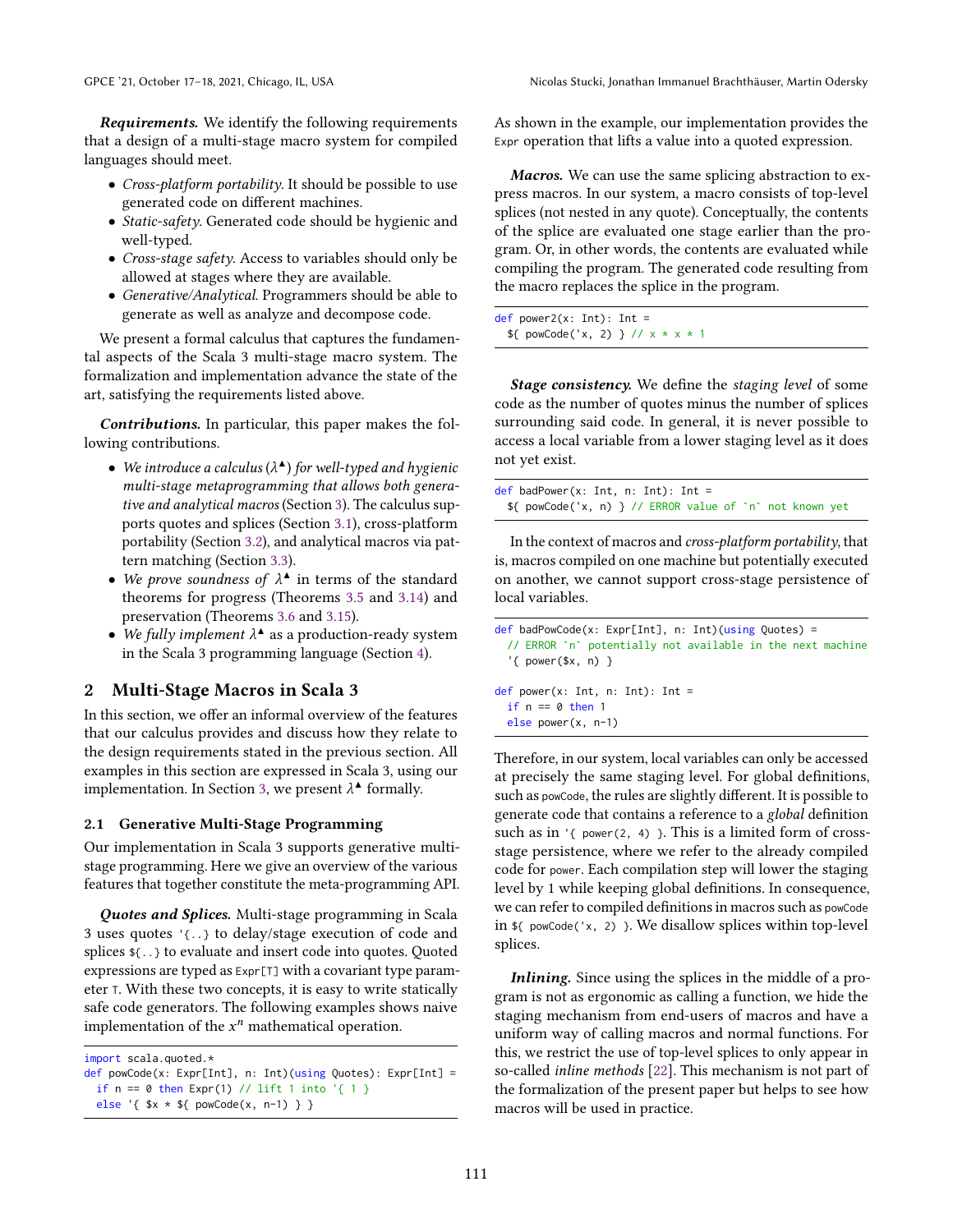***Requirements.*** We identify the following requirements that a design of a multi-stage macro system for compiled languages should meet.

- *Cross-platform portability*. It should be possible to use generated code on different machines.
- *Static-safety*. Generated code should be hygienic and well-typed.
- *Cross-stage safety*. Access to variables should only be allowed at stages where they are available.
- *Generative/Analytical*. Programmers should be able to generate as well as analyze and decompose code.

We present a formal calculus that captures the fundamental aspects of the Scala 3 multi-stage macro system. The formalization and implementation advance the state of the art, satisfying the requirements listed above.

***Contributions.*** In particular, this paper makes the following contributions.

- *We introduce a calculus* ($\lambda^{\blacktriangle}$) *for well-typed and hygienic multi-stage metaprogramming that allows both generative and analytical macros* (Section 3). The calculus supports quotes and splices (Section 3.1), cross-platform portability (Section 3.2), and analytical macros via pattern matching (Section 3.3).
- *We prove soundness of* $\lambda^{\blacktriangle}$ in terms of the standard theorems for progress (Theorems 3.5 and 3.14) and preservation (Theorems 3.6 and 3.15).
- *We fully implement* $\lambda^{\blacktriangle}$ as a production-ready system in the Scala 3 programming language (Section 4).

## 2 Multi-Stage Macros in Scala 3

In this section, we offer an informal overview of the features that our calculus provides and discuss how they relate to the design requirements stated in the previous section. All examples in this section are expressed in Scala 3, using our implementation. In Section 3, we present $\lambda^{\blacktriangle}$ formally.

### 2.1 Generative Multi-Stage Programming

Our implementation in Scala 3 supports generative multi-stage programming. Here we give an overview of the various features that together constitute the meta-programming API.

***Quotes and Splices.*** Multi-stage programming in Scala 3 uses quotes `'{..}` to delay/stage execution of code and splices `${..}` to evaluate and insert code into quotes. Quoted expressions are typed as `Expr[T]` with a covariant type parameter `T`. With these two concepts, it is easy to write statically safe code generators. The following examples shows naive implementation of the $x^n$ mathematical operation.

```
import scala.quoted.*
def powCode(x: Expr[Int], n: Int)(using Quotes): Expr[Int] =
  if n == 0 then Expr(1) // lift 1 into '{ 1 }
  else '{ $x * ${ powCode(x, n-1) } }
```

As shown in the example, our implementation provides the `Expr` operation that lifts a value into a quoted expression.

***Macros.*** We can use the same splicing abstraction to express macros. In our system, a macro consists of top-level splices (not nested in any quote). Conceptually, the contents of the splice are evaluated one stage earlier than the program. Or, in other words, the contents are evaluated while compiling the program. The generated code resulting from the macro replaces the splice in the program.

```
def power2(x: Int): Int =
  ${ powCode('x, 2) } // x * x * 1
```

***Stage consistency.*** We define the *staging level* of some code as the number of quotes minus the number of splices surrounding said code. In general, it is never possible to access a local variable from a lower staging level as it does not yet exist.

```
def badPower(x: Int, n: Int): Int =
  ${ powCode('x, n) } // ERROR value of `n` not known yet
```

In the context of macros and *cross-platform portability*, that is, macros compiled on one machine but potentially executed on another, we cannot support cross-stage persistence of local variables.

```
def badPowCode(x: Expr[Int], n: Int)(using Quotes) =
  // ERROR `n` potentially not available in the next machine
  '{ power($x, n) }

def power(x: Int, n: Int): Int =
  if n == 0 then 1
  else power(x, n-1)
```

Therefore, in our system, local variables can only be accessed at precisely the same staging level. For global definitions, such as `powCode`, the rules are slightly different. It is possible to generate code that contains a reference to a *global* definition such as in `'{ power(2, 4) }`. This is a limited form of cross-stage persistence, where we refer to the already compiled code for `power`. Each compilation step will lower the staging level by 1 while keeping global definitions. In consequence, we can refer to compiled definitions in macros such as `powCode` in `${ powCode('x, 2) }`. We disallow splices within top-level splices.

***Inlining.*** Since using the splices in the middle of a program is not as ergonomic as calling a function, we hide the staging mechanism from end-users of macros and have a uniform way of calling macros and normal functions. For this, we restrict the use of top-level splices to only appear in so-called *inline methods* [22]. This mechanism is not part of the formalization of the present paper but helps to see how macros will be used in practice.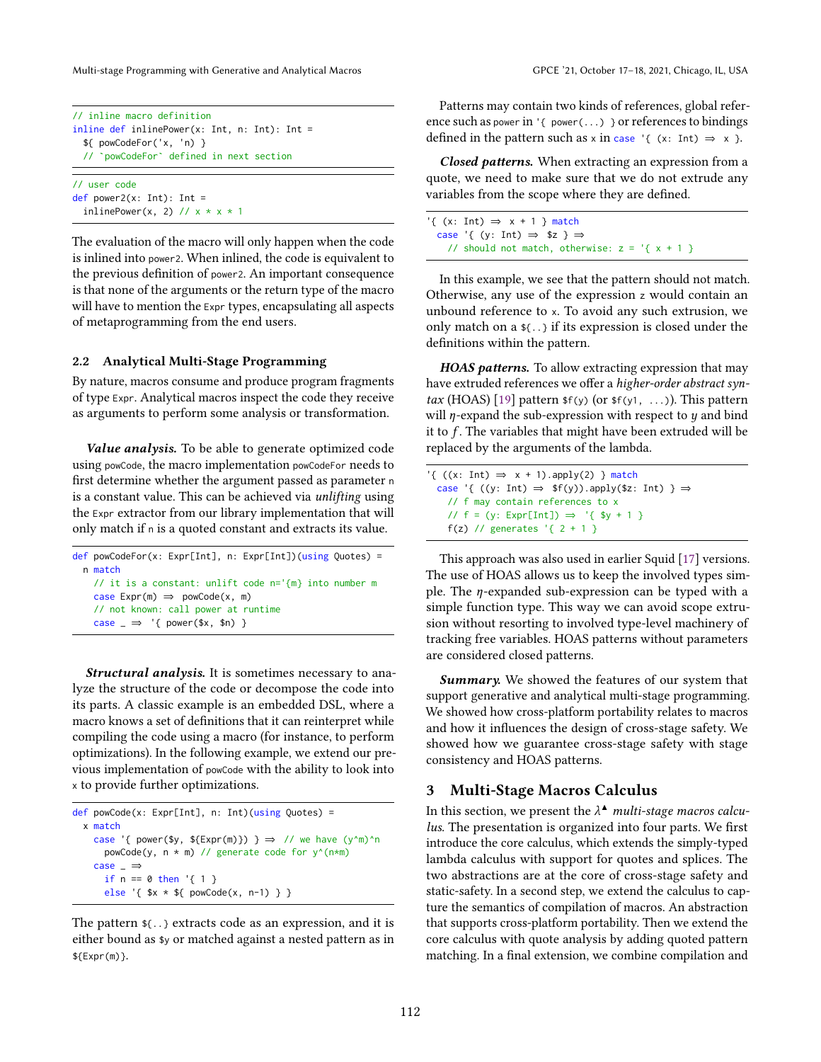```
// inline macro definition
inline def inlinePower(x: Int, n: Int): Int =
  ${ powCodeFor('x, 'n) }
  // `powCodeFor` defined in next section
```

```
// user code
def power2(x: Int): Int =
  inlinePower(x, 2) // x * x * 1
```

The evaluation of the macro will only happen when the code is inlined into `power2`. When inlined, the code is equivalent to the previous definition of `power2`. An important consequence is that none of the arguments or the return type of the macro will have to mention the `Expr` types, encapsulating all aspects of metaprogramming from the end users.

### 2.2 Analytical Multi-Stage Programming

By nature, macros consume and produce program fragments of type `Expr`. Analytical macros inspect the code they receive as arguments to perform some analysis or transformation.

***Value analysis.*** To be able to generate optimized code using `powCode`, the macro implementation `powCodeFor` needs to first determine whether the argument passed as parameter `n` is a constant value. This can be achieved via *unlifting* using the `Expr` extractor from our library implementation that will only match if `n` is a quoted constant and extracts its value.

```
def powCodeFor(x: Expr[Int], n: Expr[Int])(using Quotes) =
  n match
    // it is a constant: unlift code n='{m} into number m
    case Expr(m) => powCode(x, m)
    // not known: call power at runtime
    case _ => '{ power($x, $n) }
```

***Structural analysis.*** It is sometimes necessary to analyze the structure of the code or decompose the code into its parts. A classic example is an embedded DSL, where a macro knows a set of definitions that it can reinterpret while compiling the code using a macro (for instance, to perform optimizations). In the following example, we extend our previous implementation of `powCode` with the ability to look into `x` to provide further optimizations.

```
def powCode(x: Expr[Int], n: Int)(using Quotes) =
  x match
    case '{ power($y, ${Expr(m)}) } => // we have (y^m)^n
      powCode(y, n * m) // generate code for y^(n*m)
    case _ =>
      if n == 0 then '{ 1 }
      else '{ $x * ${ powCode(x, n-1) } }
```

The pattern `${..}` extracts code as an expression, and it is either bound as `$y` or matched against a nested pattern as in `${Expr(m)}`.

Patterns may contain two kinds of references, global reference such as `power` in `'{ power(...) }` or references to bindings defined in the pattern such as `x` in `case '{ (x: Int) => x }`.

***Closed patterns.*** When extracting an expression from a quote, we need to make sure that we do not extrude any variables from the scope where they are defined.

```
'{ (x: Int) => x + 1 } match
  case '{ (y: Int) => $z } =>
    // should not match, otherwise: z = '{ x + 1 }
```

In this example, we see that the pattern should not match. Otherwise, any use of the expression `z` would contain an unbound reference to `x`. To avoid any such extrusion, we only match on a `${..}` if its expression is closed under the definitions within the pattern.

***HOAS patterns.*** To allow extracting expression that may have extruded references we offer a *higher-order abstract syntax* (HOAS) [19] pattern `$f(y)` (or `$f(y1, ...)`). This pattern will $\eta$-expand the sub-expression with respect to $y$ and bind it to $f$. The variables that might have been extruded will be replaced by the arguments of the lambda.

```
'{ ((x: Int) => x + 1).apply(2) } match
  case '{ ((y: Int) => $f(y)).apply($z: Int) } =>
    // f may contain references to x
    // f = (y: Expr[Int]) => '{ $y + 1 }
    f(z) // generates '{ 2 + 1 }
```

This approach was also used in earlier Squid [17] versions. The use of HOAS allows us to keep the involved types simple. The $\eta$-expanded sub-expression can be typed with a simple function type. This way we can avoid scope extrusion without resorting to involved type-level machinery of tracking free variables. HOAS patterns without parameters are considered closed patterns.

***Summary.*** We showed the features of our system that support generative and analytical multi-stage programming. We showed how cross-platform portability relates to macros and how it influences the design of cross-stage safety. We showed how we guarantee cross-stage safety with stage consistency and HOAS patterns.

## 3 Multi-Stage Macros Calculus

In this section, we present the $\lambda^{\blacktriangle}$ *multi-stage macros calculus*. The presentation is organized into four parts. We first introduce the core calculus, which extends the simply-typed lambda calculus with support for quotes and splices. The two abstractions are at the core of cross-stage safety and static-safety. In a second step, we extend the calculus to capture the semantics of compilation of macros. An abstraction that supports cross-platform portability. Then we extend the core calculus with quote analysis by adding quoted pattern matching. In a final extension, we combine compilation and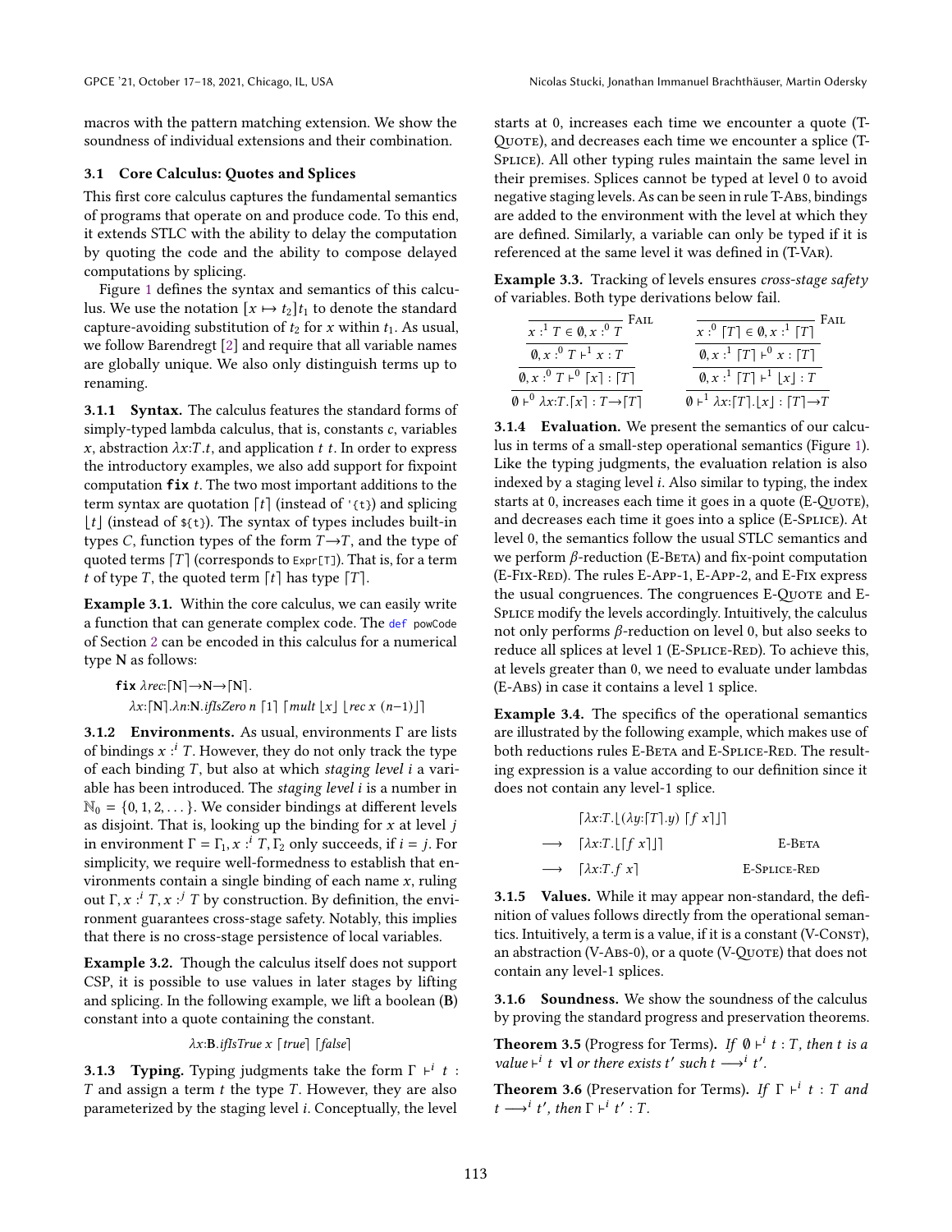macros with the pattern matching extension. We show the soundness of individual extensions and their combination.

### 3.1 Core Calculus: Quotes and Splices

This first core calculus captures the fundamental semantics of programs that operate on and produce code. To this end, it extends STLC with the ability to delay the computation by quoting the code and the ability to compose delayed computations by splicing.

Figure 1 defines the syntax and semantics of this calculus. We use the notation $[x \mapsto t_2]t_1$ to denote the standard capture-avoiding substitution of $t_2$ for $x$ within $t_1$. As usual, we follow Barendregt [2] and require that all variable names are globally unique. We also only distinguish terms up to renaming.

**3.1.1 Syntax.** The calculus features the standard forms of simply-typed lambda calculus, that is, constants $c$, variables $x$, abstraction $\lambda x{:}T.t$, and application $t\ t$. In order to express the introductory examples, we also add support for fixpoint computation **fix** $t$. The two most important additions to the term syntax are quotation $\lceil t \rceil$ (instead of `'{t}`) and splicing $\lfloor t \rfloor$ (instead of `${t}`). The syntax of types includes built-in types $C$, function types of the form $T{\rightarrow}T$, and the type of quoted terms $\lceil T \rceil$ (corresponds to `Expr[T]`). That is, for a term $t$ of type $T$, the quoted term $\lceil t \rceil$ has type $\lceil T \rceil$.

**Example 3.1.** Within the core calculus, we can easily write a function that can generate complex code. The `def powCode` of Section 2 can be encoded in this calculus for a numerical type **N** as follows:

$$\textbf{fix}\ \lambda rec{:}\lceil \mathbf{N} \rceil{\rightarrow}\mathbf{N}{\rightarrow}\lceil \mathbf{N} \rceil.$$
$$\lambda x{:}\lceil \mathbf{N} \rceil.\lambda n{:}\mathbf{N}.\mathit{ifIsZero}\ n\ \lceil 1 \rceil\ \lceil \mathit{mult}\ \lfloor x \rfloor\ \lfloor \mathit{rec}\ x\ (n{-}1) \rfloor \rceil$$

**3.1.2 Environments.** As usual, environments $\Gamma$ are lists of bindings $x :^i T$. However, they do not only track the type of each binding $T$, but also at which *staging level* $i$ a variable has been introduced. The *staging level* $i$ is a number in $\mathbb{N}_0 = \{0, 1, 2, \dots\}$. We consider bindings at different levels as disjoint. That is, looking up the binding for $x$ at level $j$ in environment $\Gamma = \Gamma_1, x :^i T, \Gamma_2$ only succeeds, if $i = j$. For simplicity, we require well-formedness to establish that environments contain a single binding of each name $x$, ruling out $\Gamma, x :^i T, x :^j T$ by construction. By definition, the environment guarantees cross-stage safety. Notably, this implies that there is no cross-stage persistence of local variables.

**Example 3.2.** Though the calculus itself does not support CSP, it is possible to use values in later stages by lifting and splicing. In the following example, we lift a boolean (**B**) constant into a quote containing the constant.

$$\lambda x{:}\mathbf{B}.\mathit{ifIsTrue}\ x\ \lceil \mathit{true} \rceil\ \lceil \mathit{false} \rceil$$

**3.1.3 Typing.** Typing judgments take the form $\Gamma \vdash^i t : T$ and assign a term $t$ the type $T$. However, they are also parameterized by the staging level $i$. Conceptually, the level starts at 0, increases each time we encounter a quote (T-Quote), and decreases each time we encounter a splice (T-Splice). All other typing rules maintain the same level in their premises. Splices cannot be typed at level 0 to avoid negative staging levels. As can be seen in rule T-Abs, bindings are added to the environment with the level at which they are defined. Similarly, a variable can only be typed if it is referenced at the same level it was defined in (T-Var).

**Example 3.3.** Tracking of levels ensures *cross-stage safety* of variables. Both type derivations below fail.

$$\dfrac{\dfrac{\dfrac{\overline{x :^1 T \in \emptyset, x :^0 T}\ \textsc{Fail}}{\emptyset, x :^0 T \vdash^1 x : T}}{\emptyset, x :^0 T \vdash^0 \lceil x \rceil : \lceil T \rceil}}{\emptyset \vdash^0 \lambda x{:}T.\lceil x \rceil : T{\rightarrow}\lceil T \rceil} \qquad \dfrac{\dfrac{\dfrac{\overline{x :^0 \lceil T \rceil \in \emptyset, x :^1 \lceil T \rceil}\ \textsc{Fail}}{\emptyset, x :^1 \lceil T \rceil \vdash^0 x : \lceil T \rceil}}{\emptyset, x :^1 \lceil T \rceil \vdash^1 \lfloor x \rfloor : T}}{\emptyset \vdash^1 \lambda x{:}\lceil T \rceil.\lfloor x \rfloor : \lceil T \rceil{\rightarrow}T}$$

**3.1.4 Evaluation.** We present the semantics of our calculus in terms of a small-step operational semantics (Figure 1). Like the typing judgments, the evaluation relation is also indexed by a staging level $i$. Also similar to typing, the index starts at 0, increases each time it goes in a quote (E-Quote), and decreases each time it goes into a splice (E-Splice). At level 0, the semantics follow the usual STLC semantics and we perform $\beta$-reduction (E-Beta) and fix-point computation (E-Fix-Red). The rules E-App-1, E-App-2, and E-Fix express the usual congruences. The congruences E-Quote and E-Splice modify the levels accordingly. Intuitively, the calculus not only performs $\beta$-reduction on level 0, but also seeks to reduce all splices at level 1 (E-Splice-Red). To achieve this, at levels greater than 0, we need to evaluate under lambdas (E-Abs) in case it contains a level 1 splice.

**Example 3.4.** The specifics of the operational semantics are illustrated by the following example, which makes use of both reductions rules E-Beta and E-Splice-Red. The resulting expression is a value according to our definition since it does not contain any level-1 splice.

$$\begin{array}{lll} & \lceil \lambda x{:}T.\lfloor (\lambda y{:}\lceil T \rceil.y)\ \lceil f\ x \rceil \rfloor \rceil & \\ \longrightarrow & \lceil \lambda x{:}T.\lfloor \lceil f\ x \rceil \rfloor \rceil & \textsc{E-Beta} \\ \longrightarrow & \lceil \lambda x{:}T.f\ x \rceil & \textsc{E-Splice-Red} \end{array}$$

**3.1.5 Values.** While it may appear non-standard, the definition of values follows directly from the operational semantics. Intuitively, a term is a value, if it is a constant (V-Const), an abstraction (V-Abs-0), or a quote (V-Quote) that does not contain any level-1 splices.

**3.1.6 Soundness.** We show the soundness of the calculus by proving the standard progress and preservation theorems.

**Theorem 3.5** (Progress for Terms). *If $\emptyset \vdash^i t : T$, then $t$ is a value $\vdash^i t$ **vl** or there exists $t'$ such $t \longrightarrow^i t'$.*

**Theorem 3.6** (Preservation for Terms). *If $\Gamma \vdash^i t : T$ and $t \longrightarrow^i t'$, then $\Gamma \vdash^i t' : T$.*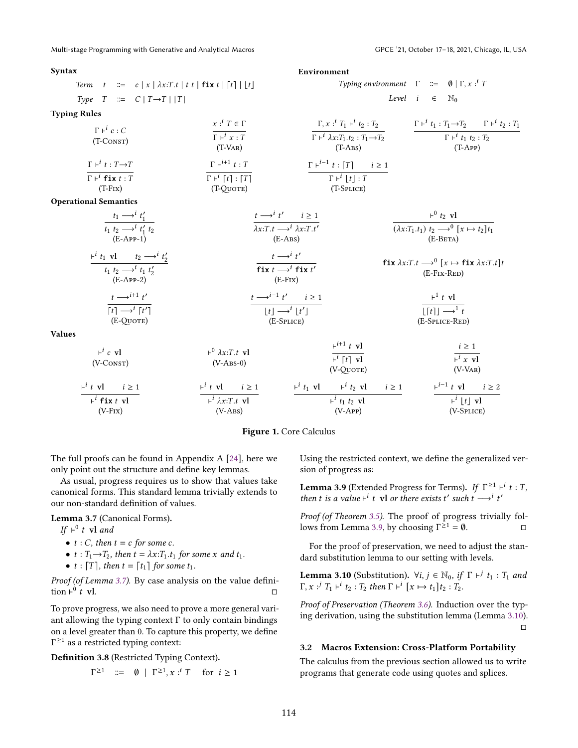**Syntax**

$$\textit{Term} \quad t \quad ::= \quad c \mid x \mid \lambda x{:}T.t \mid t\ t \mid \texttt{fix}\ t \mid \lceil t \rceil \mid \lfloor t \rfloor$$

$$\textit{Type} \quad T \quad ::= \quad C \mid T \to T \mid \lceil T \rceil$$

**Environment**

$$\textit{Typing environment} \quad \Gamma \quad ::= \quad \emptyset \mid \Gamma, x :^i T$$

$$\textit{Level} \quad i \quad \in \quad \mathbb{N}_0$$

**Typing Rules**

$$\frac{}{\Gamma \vdash^i c : C}\ \text{(T-Const)} \qquad \frac{x :^i T \in \Gamma}{\Gamma \vdash^i x : T}\ \text{(T-Var)} \qquad \frac{\Gamma, x :^i T_1 \vdash^i t_2 : T_2}{\Gamma \vdash^i \lambda x{:}T_1.t_2 : T_1 \to T_2}\ \text{(T-Abs)} \qquad \frac{\Gamma \vdash^i t_1 : T_1 \to T_2 \quad \Gamma \vdash^i t_2 : T_1}{\Gamma \vdash^i t_1\ t_2 : T_2}\ \text{(T-App)}$$

$$\frac{\Gamma \vdash^i t : T \to T}{\Gamma \vdash^i \texttt{fix}\ t : T}\ \text{(T-Fix)} \qquad \frac{\Gamma \vdash^{i+1} t : T}{\Gamma \vdash^i \lceil t \rceil : \lceil T \rceil}\ \text{(T-Quote)} \qquad \frac{\Gamma \vdash^{i-1} t : \lceil T \rceil \quad i \geq 1}{\Gamma \vdash^i \lfloor t \rfloor : T}\ \text{(T-Splice)}$$

**Operational Semantics**

$$\frac{t_1 \longrightarrow^i t_1'}{t_1\ t_2 \longrightarrow^i t_1'\ t_2}\ \text{(E-App-1)} \qquad \frac{t \longrightarrow^i t' \quad i \geq 1}{\lambda x{:}T.t \longrightarrow^i \lambda x{:}T.t'}\ \text{(E-Abs)} \qquad \frac{\vdash^0 t_2\ \textbf{vl}}{(\lambda x{:}T_1.t_1)\ t_2 \longrightarrow^0 [x \mapsto t_2]t_1}\ \text{(E-Beta)}$$

$$\frac{\vdash^i t_1\ \textbf{vl} \quad t_2 \longrightarrow^i t_2'}{t_1\ t_2 \longrightarrow^i t_1\ t_2'}\ \text{(E-App-2)} \qquad \frac{t \longrightarrow^i t'}{\texttt{fix}\ t \longrightarrow^i \texttt{fix}\ t'}\ \text{(E-Fix)} \qquad \frac{}{\texttt{fix}\ \lambda x{:}T.t \longrightarrow^0 [x \mapsto \texttt{fix}\ \lambda x{:}T.t]t}\ \text{(E-Fix-Red)}$$

$$\frac{t \longrightarrow^{i+1} t'}{\lceil t \rceil \longrightarrow^i \lceil t' \rceil}\ \text{(E-Quote)} \qquad \frac{t \longrightarrow^{i-1} t' \quad i \geq 1}{\lfloor t \rfloor \longrightarrow^i \lfloor t' \rfloor}\ \text{(E-Splice)} \qquad \frac{\vdash^1 t\ \textbf{vl}}{\lfloor \lceil t \rceil \rfloor \longrightarrow^1 t}\ \text{(E-Splice-Red)}$$

**Values**

$$\frac{}{\vdash^i c\ \textbf{vl}}\ \text{(V-Const)} \qquad \frac{}{\vdash^0 \lambda x{:}T.t\ \textbf{vl}}\ \text{(V-Abs-0)} \qquad \frac{\vdash^{i+1} t\ \textbf{vl}}{\vdash^i \lceil t \rceil\ \textbf{vl}}\ \text{(V-Quote)} \qquad \frac{i \geq 1}{\vdash^i x\ \textbf{vl}}\ \text{(V-Var)}$$

$$\frac{\vdash^i t\ \textbf{vl} \quad i \geq 1}{\vdash^i \texttt{fix}\ t\ \textbf{vl}}\ \text{(V-Fix)} \qquad \frac{\vdash^i t\ \textbf{vl} \quad i \geq 1}{\vdash^i \lambda x{:}T.t\ \textbf{vl}}\ \text{(V-Abs)} \qquad \frac{\vdash^i t_1\ \textbf{vl} \quad \vdash^i t_2\ \textbf{vl} \quad i \geq 1}{\vdash^i t_1\ t_2\ \textbf{vl}}\ \text{(V-App)} \qquad \frac{\vdash^{i-1} t\ \textbf{vl} \quad i \geq 2}{\vdash^i \lfloor t \rfloor\ \textbf{vl}}\ \text{(V-Splice)}$$

**Figure 1.** Core Calculus

The full proofs can be found in Appendix A [24], here we only point out the structure and define key lemmas.

As usual, progress requires us to show that values take canonical forms. This standard lemma trivially extends to our non-standard definition of values.

**Lemma 3.7** (Canonical Forms)**.**
*If* $\vdash^0 t\ \textbf{vl}$ *and*

- $t : C$*, then* $t = c$ *for some* $c$*.*
- $t : T_1 \to T_2$*, then* $t = \lambda x{:}T_1.t_1$ *for some* $x$ *and* $t_1$*.*
- $t : \lceil T \rceil$*, then* $t = \lceil t_1 \rceil$ *for some* $t_1$*.*

*Proof (of Lemma 3.7).* By case analysis on the value definition $\vdash^0 t\ \textbf{vl}$. □

To prove progress, we also need to prove a more general variant allowing the typing context Γ to only contain bindings on a level greater than 0. To capture this property, we define $\Gamma^{\geq 1}$ as a restricted typing context:

**Definition 3.8** (Restricted Typing Context)**.**

$$\Gamma^{\geq 1} \quad ::= \quad \emptyset \quad \mid \quad \Gamma^{\geq 1}, x :^i T \qquad \text{for } i \geq 1$$

Using the restricted context, we define the generalized version of progress as:

**Lemma 3.9** (Extended Progress for Terms)**.** *If* $\Gamma^{\geq 1} \vdash^i t : T$*, then* $t$ *is a value* $\vdash^i t\ \textbf{vl}$ *or there exists* $t'$ *such* $t \longrightarrow^i t'$

*Proof (of Theorem 3.5).* The proof of progress trivially follows from Lemma 3.9, by choosing $\Gamma^{\geq 1} = \emptyset$. □

For the proof of preservation, we need to adjust the standard substitution lemma to our setting with levels.

**Lemma 3.10** (Substitution)**.** $\forall i, j \in \mathbb{N}_0$*, if* $\Gamma \vdash^j t_1 : T_1$ *and* $\Gamma, x :^j T_1 \vdash^i t_2 : T_2$ *then* $\Gamma \vdash^i [x \mapsto t_1]t_2 : T_2$*.*

*Proof of Preservation (Theorem 3.6).* Induction over the typing derivation, using the substitution lemma (Lemma 3.10). □

### 3.2 Macros Extension: Cross-Platform Portability

The calculus from the previous section allowed us to write programs that generate code using quotes and splices.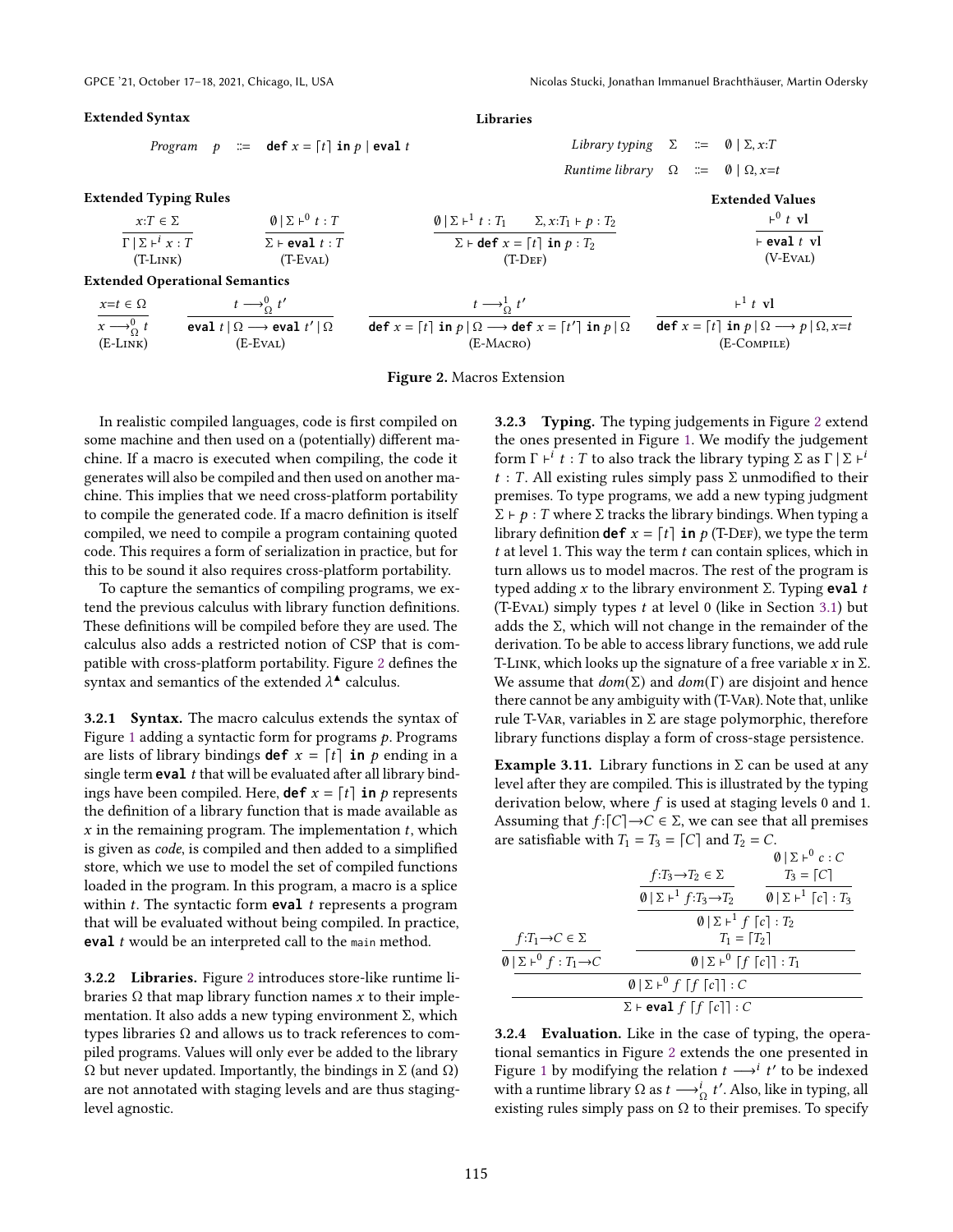**Extended Syntax**

$$\textit{Program} \quad p \quad ::= \quad \mathbf{def}\ x = \lceil t \rceil\ \mathbf{in}\ p \mid \mathbf{eval}\ t$$

**Libraries**

$$\textit{Library typing} \quad \Sigma \quad ::= \quad \emptyset \mid \Sigma, x{:}T$$

$$\textit{Runtime library} \quad \Omega \quad ::= \quad \emptyset \mid \Omega, x{=}t$$

**Extended Typing Rules**

$$\frac{x{:}T \in \Sigma}{\Gamma \mid \Sigma \vdash^i x : T}\ \text{(T-Link)} \qquad \frac{\emptyset \mid \Sigma \vdash^0 t : T}{\Sigma \vdash \mathbf{eval}\ t : T}\ \text{(T-Eval)} \qquad \frac{\emptyset \mid \Sigma \vdash^1 t : T_1 \qquad \Sigma, x{:}T_1 \vdash p : T_2}{\Sigma \vdash \mathbf{def}\ x = \lceil t \rceil\ \mathbf{in}\ p : T_2}\ \text{(T-Def)}$$

**Extended Values**

$$\frac{\vdash^0 t\ \mathbf{vl}}{\vdash \mathbf{eval}\ t\ \mathbf{vl}}\ \text{(V-Eval)}$$

**Extended Operational Semantics**

$$\frac{x{=}t \in \Omega}{x \longrightarrow^0_\Omega t}\ \text{(E-Link)} \qquad \frac{t \longrightarrow^0_\Omega t'}{\mathbf{eval}\ t \mid \Omega \longrightarrow \mathbf{eval}\ t' \mid \Omega}\ \text{(E-Eval)}$$

$$\frac{t \longrightarrow^1_\Omega t'}{\mathbf{def}\ x = \lceil t \rceil\ \mathbf{in}\ p \mid \Omega \longrightarrow \mathbf{def}\ x = \lceil t' \rceil\ \mathbf{in}\ p \mid \Omega}\ \text{(E-Macro)} \qquad \frac{\vdash^1 t\ \mathbf{vl}}{\mathbf{def}\ x = \lceil t \rceil\ \mathbf{in}\ p \mid \Omega \longrightarrow p \mid \Omega, x{=}t}\ \text{(E-Compile)}$$

**Figure 2.** Macros Extension

In realistic compiled languages, code is first compiled on some machine and then used on a (potentially) different machine. If a macro is executed when compiling, the code it generates will also be compiled and then used on another machine. This implies that we need cross-platform portability to compile the generated code. If a macro definition is itself compiled, we need to compile a program containing quoted code. This requires a form of serialization in practice, but for this to be sound it also requires cross-platform portability.

To capture the semantics of compiling programs, we extend the previous calculus with library function definitions. These definitions will be compiled before they are used. The calculus also adds a restricted notion of CSP that is compatible with cross-platform portability. Figure 2 defines the syntax and semantics of the extended $\lambda^\blacktriangle$ calculus.

**3.2.1 Syntax.** The macro calculus extends the syntax of Figure 1 adding a syntactic form for programs $p$. Programs are lists of library bindings $\mathbf{def}\ x = \lceil t \rceil\ \mathbf{in}\ p$ ending in a single term $\mathbf{eval}\ t$ that will be evaluated after all library bindings have been compiled. Here, $\mathbf{def}\ x = \lceil t \rceil\ \mathbf{in}\ p$ represents the definition of a library function that is made available as $x$ in the remaining program. The implementation $t$, which is given as *code*, is compiled and then added to a simplified store, which we use to model the set of compiled functions loaded in the program. In this program, a macro is a splice within $t$. The syntactic form $\mathbf{eval}\ t$ represents a program that will be evaluated without being compiled. In practice, $\mathbf{eval}\ t$ would be an interpreted call to the `main` method.

**3.2.2 Libraries.** Figure 2 introduces store-like runtime libraries $\Omega$ that map library function names $x$ to their implementation. It also adds a new typing environment $\Sigma$, which types libraries $\Omega$ and allows us to track references to compiled programs. Values will only ever be added to the library $\Omega$ but never updated. Importantly, the bindings in $\Sigma$ (and $\Omega$) are not annotated with staging levels and are thus staging-level agnostic.

**3.2.3 Typing.** The typing judgements in Figure 2 extend the ones presented in Figure 1. We modify the judgement form $\Gamma \vdash^i t : T$ to also track the library typing $\Sigma$ as $\Gamma \mid \Sigma \vdash^i t : T$. All existing rules simply pass $\Sigma$ unmodified to their premises. To type programs, we add a new typing judgment $\Sigma \vdash p : T$ where $\Sigma$ tracks the library bindings. When typing a library definition $\mathbf{def}\ x = \lceil t \rceil\ \mathbf{in}\ p$ (T-Def), we type the term $t$ at level 1. This way the term $t$ can contain splices, which in turn allows us to model macros. The rest of the program is typed adding $x$ to the library environment $\Sigma$. Typing $\mathbf{eval}\ t$ (T-Eval) simply types $t$ at level 0 (like in Section 3.1) but adds the $\Sigma$, which will not change in the remainder of the derivation. To be able to access library functions, we add rule T-Link, which looks up the signature of a free variable $x$ in $\Sigma$. We assume that $dom(\Sigma)$ and $dom(\Gamma)$ are disjoint and hence there cannot be any ambiguity with (T-Var). Note that, unlike rule T-Var, variables in $\Sigma$ are stage polymorphic, therefore library functions display a form of cross-stage persistence.

**Example 3.11.** Library functions in $\Sigma$ can be used at any level after they are compiled. This is illustrated by the typing derivation below, where $f$ is used at staging levels 0 and 1. Assuming that $f{:}\lceil C \rceil{\rightarrow}C \in \Sigma$, we can see that all premises are satisfiable with $T_1 = T_3 = \lceil C \rceil$ and $T_2 = C$.

$$\dfrac{\dfrac{f{:}T_1{\rightarrow}C \in \Sigma}{\emptyset \mid \Sigma \vdash^0 f : T_1{\rightarrow}C} \qquad \dfrac{\dfrac{\dfrac{f{:}T_3{\rightarrow}T_2 \in \Sigma}{\emptyset \mid \Sigma \vdash^1 f{:}T_3{\rightarrow}T_2} \qquad \dfrac{\emptyset \mid \Sigma \vdash^0 c : C \quad T_3 = \lceil C \rceil}{\emptyset \mid \Sigma \vdash^1 \lceil c \rceil : T_3}}{\emptyset \mid \Sigma \vdash^1 f\ \lceil c \rceil : T_2} \quad T_1 = \lceil T_2 \rceil}{\emptyset \mid \Sigma \vdash^0 \lceil f\ \lceil c \rceil \rceil : T_1}}{\dfrac{\emptyset \mid \Sigma \vdash^0 f\ \lceil f\ \lceil c \rceil \rceil : C}{\Sigma \vdash \mathbf{eval}\ f\ \lceil f\ \lceil c \rceil \rceil : C}}$$

**3.2.4 Evaluation.** Like in the case of typing, the operational semantics in Figure 2 extends the one presented in Figure 1 by modifying the relation $t \longrightarrow^i t'$ to be indexed with a runtime library $\Omega$ as $t \longrightarrow^i_\Omega t'$. Also, like in typing, all existing rules simply pass on $\Omega$ to their premises. To specify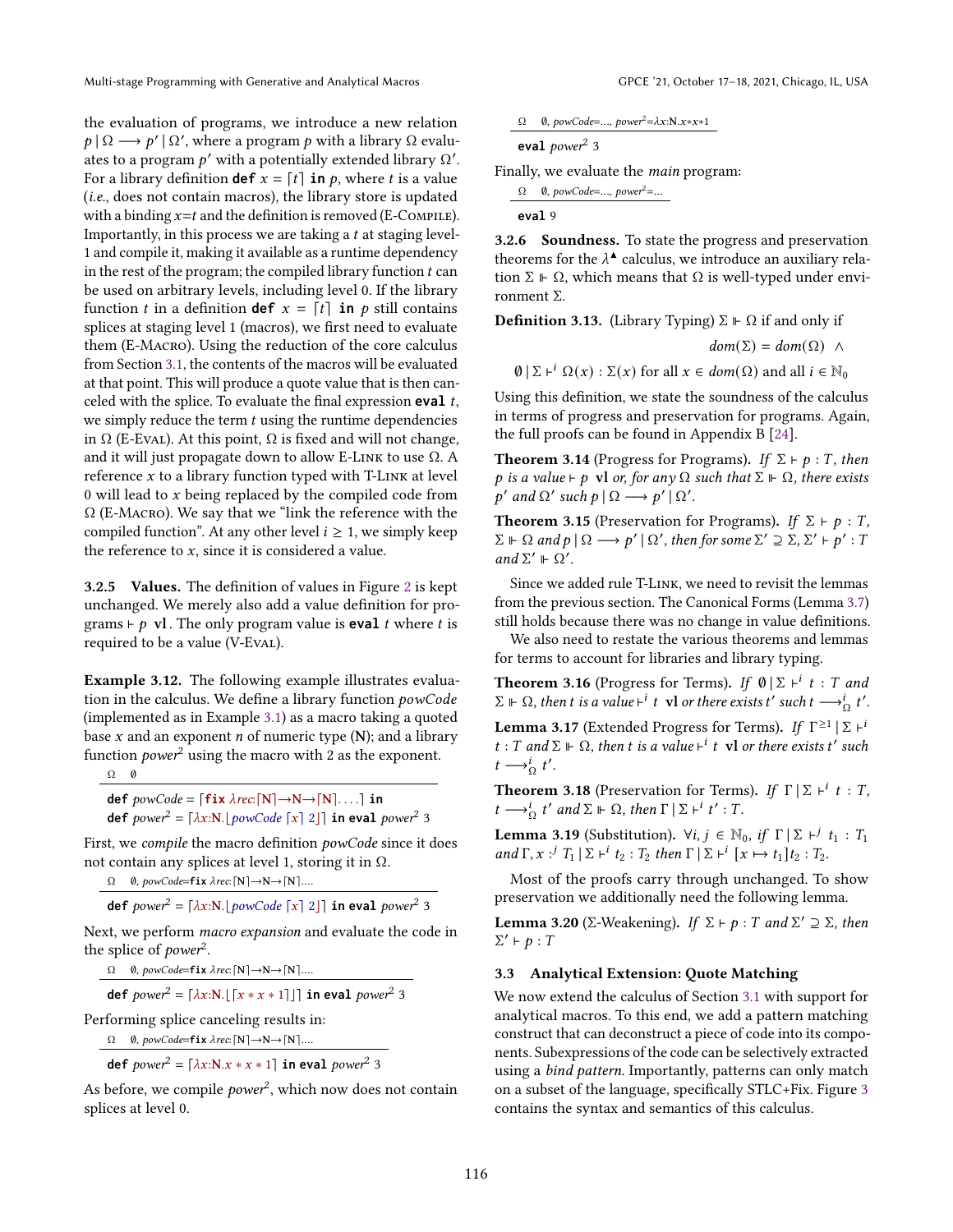the evaluation of programs, we introduce a new relation $p \mid \Omega \longrightarrow p' \mid \Omega'$, where a program $p$ with a library $\Omega$ evaluates to a program $p'$ with a potentially extended library $\Omega'$. For a library definition **def** $x = \lceil t \rceil$ **in** $p$, where $t$ is a value (*i.e.*, does not contain macros), the library store is updated with a binding $x$=$t$ and the definition is removed (E-Compile). Importantly, in this process we are taking a $t$ at staging level-1 and compile it, making it available as a runtime dependency in the rest of the program; the compiled library function $t$ can be used on arbitrary levels, including level 0. If the library function $t$ in a definition **def** $x = \lceil t \rceil$ **in** $p$ still contains splices at staging level 1 (macros), we first need to evaluate them (E-Macro). Using the reduction of the core calculus from Section 3.1, the contents of the macros will be evaluated at that point. This will produce a quote value that is then canceled with the splice. To evaluate the final expression **eval** $t$, we simply reduce the term $t$ using the runtime dependencies in $\Omega$ (E-Eval). At this point, $\Omega$ is fixed and will not change, and it will just propagate down to allow E-Link to use $\Omega$. A reference $x$ to a library function typed with T-Link at level 0 will lead to $x$ being replaced by the compiled code from $\Omega$ (E-Macro). We say that we "link the reference with the compiled function". At any other level $i \geq 1$, we simply keep the reference to $x$, since it is considered a value.

#### 3.2.5 Values.

The definition of values in Figure 2 is kept unchanged. We merely also add a value definition for programs $\vdash p$ **vl**. The only program value is **eval** $t$ where $t$ is required to be a value (V-Eval).

**Example 3.12.** The following example illustrates evaluation in the calculus. We define a library function *powCode* (implemented as in Example 3.1) as a macro taking a quoted base $x$ and an exponent $n$ of numeric type (N); and a library function *power*$^2$ using the macro with 2 as the exponent.

$$\frac{\Omega \quad \emptyset}{\begin{array}{l}\textbf{def } powCode = \lceil \textbf{fix } \lambda rec{:}\lceil \mathrm{N} \rceil{\rightarrow}\mathrm{N}{\rightarrow}\lceil \mathrm{N} \rceil \ldots \rceil \textbf{ in} \\ \textbf{def } power^2 = \lceil \lambda x{:}\mathrm{N}.\lfloor powCode\ \lceil x \rceil\ 2 \rfloor \rceil \textbf{ in eval } power^2\ 3\end{array}}$$

First, we *compile* the macro definition *powCode* since it does not contain any splices at level 1, storing it in $\Omega$.

$$\frac{\Omega \quad \emptyset, powCode{=}\textbf{fix } \lambda rec{:}\lceil \mathrm{N} \rceil{\rightarrow}\mathrm{N}{\rightarrow}\lceil \mathrm{N} \rceil \ldots}{\textbf{def } power^2 = \lceil \lambda x{:}\mathrm{N}.\lfloor powCode\ \lceil x \rceil\ 2 \rfloor \rceil \textbf{ in eval } power^2\ 3}$$

Next, we perform *macro expansion* and evaluate the code in the splice of *power*$^2$.

$$\frac{\Omega \quad \emptyset, powCode{=}\textbf{fix } \lambda rec{:}\lceil \mathrm{N} \rceil{\rightarrow}\mathrm{N}{\rightarrow}\lceil \mathrm{N} \rceil \ldots}{\textbf{def } power^2 = \lceil \lambda x{:}\mathrm{N}.\lfloor \lceil x * x * 1 \rceil \rfloor \rceil \textbf{ in eval } power^2\ 3}$$

Performing splice canceling results in:

$$\frac{\Omega \quad \emptyset, powCode{=}\textbf{fix } \lambda rec{:}\lceil \mathrm{N} \rceil{\rightarrow}\mathrm{N}{\rightarrow}\lceil \mathrm{N} \rceil \ldots}{\textbf{def } power^2 = \lceil \lambda x{:}\mathrm{N}.x * x * 1 \rceil \textbf{ in eval } power^2\ 3}$$

As before, we compile *power*$^2$, which now does not contain splices at level 0.

$$\frac{\Omega \quad \emptyset, powCode{=}\ldots, power^2{=}\lambda x{:}\mathrm{N}.x{*}x{*}1}{\textbf{eval } power^2\ 3}$$

Finally, we evaluate the *main* program:

$$\frac{\Omega \quad \emptyset, powCode{=}\ldots, power^2{=}\ldots}{\textbf{eval } 9}$$

#### 3.2.6 Soundness.

To state the progress and preservation theorems for the $\lambda^\blacktriangle$ calculus, we introduce an auxiliary relation $\Sigma \Vdash \Omega$, which means that $\Omega$ is well-typed under environment $\Sigma$.

**Definition 3.13.** (Library Typing) $\Sigma \Vdash \Omega$ if and only if

$$dom(\Sigma) = dom(\Omega) \ \wedge$$
$$\emptyset \mid \Sigma \vdash^i \Omega(x) : \Sigma(x) \text{ for all } x \in dom(\Omega) \text{ and all } i \in \mathbb{N}_0$$

Using this definition, we state the soundness of the calculus in terms of progress and preservation for programs. Again, the full proofs can be found in Appendix B [24].

**Theorem 3.14** (Progress for Programs). *If $\Sigma \vdash p : T$, then $p$ is a value $\vdash p$ **vl** or, for any $\Omega$ such that $\Sigma \Vdash \Omega$, there exists $p'$ and $\Omega'$ such $p \mid \Omega \longrightarrow p' \mid \Omega'$.*

**Theorem 3.15** (Preservation for Programs). *If $\Sigma \vdash p : T$, $\Sigma \Vdash \Omega$ and $p \mid \Omega \longrightarrow p' \mid \Omega'$, then for some $\Sigma' \supseteq \Sigma$, $\Sigma' \vdash p' : T$ and $\Sigma' \Vdash \Omega'$.*

Since we added rule T-Link, we need to revisit the lemmas from the previous section. The Canonical Forms (Lemma 3.7) still holds because there was no change in value definitions.

We also need to restate the various theorems and lemmas for terms to account for libraries and library typing.

**Theorem 3.16** (Progress for Terms). *If $\emptyset \mid \Sigma \vdash^i t : T$ and $\Sigma \Vdash \Omega$, then $t$ is a value $\vdash^i t$ **vl** or there exists $t'$ such $t \longrightarrow^i_\Omega t'$.*

**Lemma 3.17** (Extended Progress for Terms). *If $\Gamma^{\geq 1} \mid \Sigma \vdash^i t : T$ and $\Sigma \Vdash \Omega$, then $t$ is a value $\vdash^i t$ **vl** or there exists $t'$ such $t \longrightarrow^i_\Omega t'$.*

**Theorem 3.18** (Preservation for Terms). *If $\Gamma \mid \Sigma \vdash^i t : T$, $t \longrightarrow^i_\Omega t'$ and $\Sigma \Vdash \Omega$, then $\Gamma \mid \Sigma \vdash^i t' : T$.*

**Lemma 3.19** (Substitution). *$\forall i, j \in \mathbb{N}_0$, if $\Gamma \mid \Sigma \vdash^j t_1 : T_1$ and $\Gamma, x :^j T_1 \mid \Sigma \vdash^i t_2 : T_2$ then $\Gamma \mid \Sigma \vdash^i [x \mapsto t_1]t_2 : T_2$.*

Most of the proofs carry through unchanged. To show preservation we additionally need the following lemma.

**Lemma 3.20** (Σ-Weakening). *If $\Sigma \vdash p : T$ and $\Sigma' \supseteq \Sigma$, then $\Sigma' \vdash p : T$*

### 3.3 Analytical Extension: Quote Matching

We now extend the calculus of Section 3.1 with support for analytical macros. To this end, we add a pattern matching construct that can deconstruct a piece of code into its components. Subexpressions of the code can be selectively extracted using a *bind pattern*. Importantly, patterns can only match on a subset of the language, specifically STLC+Fix. Figure 3 contains the syntax and semantics of this calculus.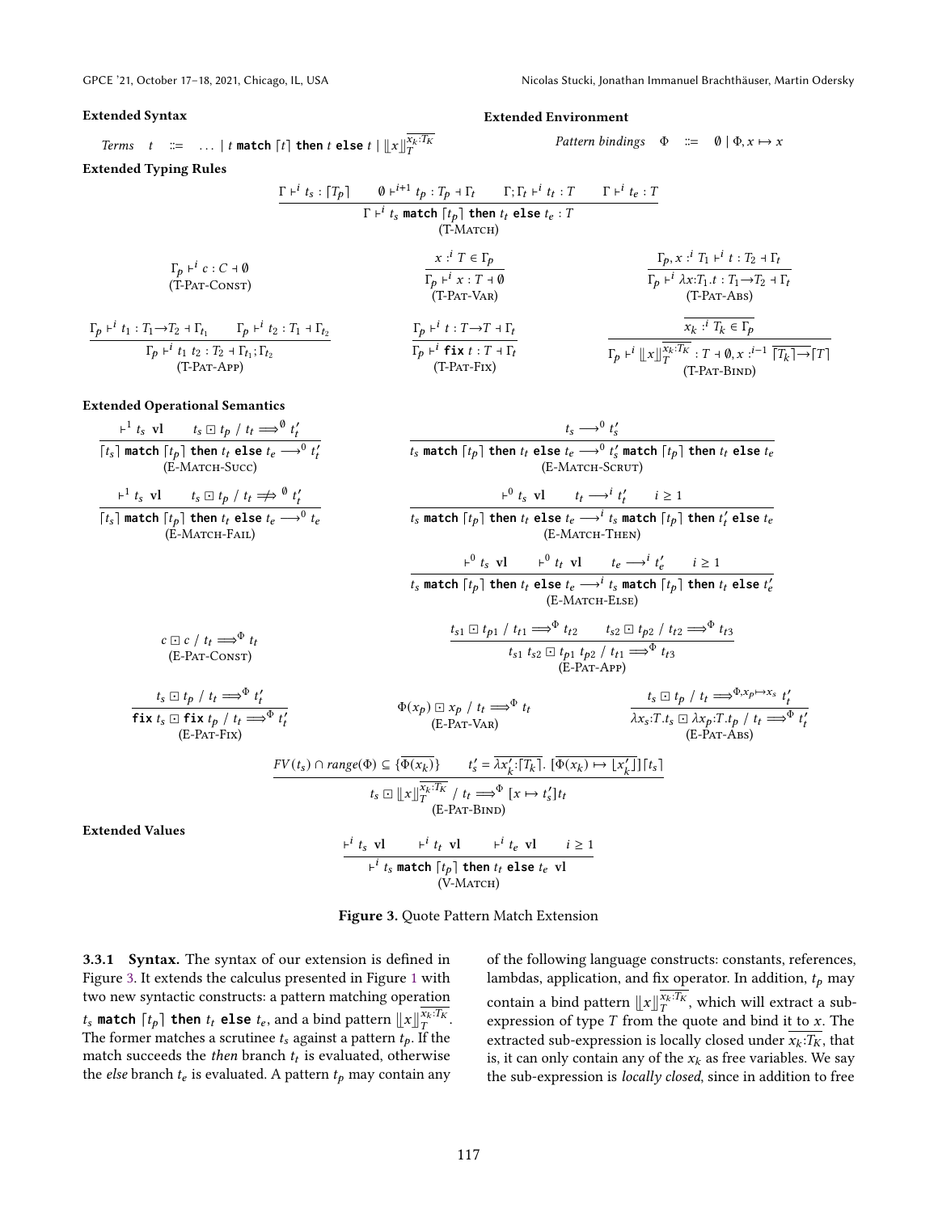**Extended Syntax**

*Terms* $t \quad ::= \quad \ldots \mid t \;\texttt{match}\; \lceil t \rceil \;\texttt{then}\; t \;\texttt{else}\; t \mid \llbracket x \rrbracket_T^{\overline{x_k : T_K}}$

**Extended Environment**

*Pattern bindings* $\Phi \quad ::= \quad \emptyset \mid \Phi, x \mapsto x$

**Extended Typing Rules**

$$\frac{\Gamma \vdash^i t_s : \lceil T_p \rceil \qquad \emptyset \vdash^{i+1} t_p : T_p \dashv \Gamma_t \qquad \Gamma; \Gamma_t \vdash^i t_t : T \qquad \Gamma \vdash^i t_e : T}{\Gamma \vdash^i t_s \;\texttt{match}\; \lceil t_p \rceil \;\texttt{then}\; t_t \;\texttt{else}\; t_e : T} \text{ (T-Match)}$$

$$\Gamma_p \vdash^i c : C \dashv \emptyset \text{ (T-Pat-Const)}$$

$$\frac{x :^i T \in \Gamma_p}{\Gamma_p \vdash^i x : T \dashv \emptyset} \text{ (T-Pat-Var)}$$

$$\frac{\Gamma_p, x :^i T_1 \vdash^i t : T_2 \dashv \Gamma_t}{\Gamma_p \vdash^i \lambda x{:}T_1.t : T_1 \to T_2 \dashv \Gamma_t} \text{ (T-Pat-Abs)}$$

$$\frac{\Gamma_p \vdash^i t_1 : T_1 \to T_2 \dashv \Gamma_{t_1} \qquad \Gamma_p \vdash^i t_2 : T_1 \dashv \Gamma_{t_2}}{\Gamma_p \vdash^i t_1\; t_2 : T_2 \dashv \Gamma_{t_1}; \Gamma_{t_2}} \text{ (T-Pat-App)}$$

$$\frac{\Gamma_p \vdash^i t : T \to T \dashv \Gamma_t}{\Gamma_p \vdash^i \texttt{fix}\; t : T \dashv \Gamma_t} \text{ (T-Pat-Fix)}$$

$$\frac{\overline{x_k :^i T_k \in \Gamma_p}}{\Gamma_p \vdash^i \llbracket x \rrbracket_T^{\overline{x_k : T_K}} : T \dashv \emptyset, x :^{i-1} \overline{\lceil T_k \rceil} \to \lceil T \rceil} \text{ (T-Pat-Bind)}$$

**Extended Operational Semantics**

$$\frac{\vdash^1 t_s \;\textbf{vl} \qquad t_s \boxdot t_p \;/\; t_t \Longrightarrow^{\emptyset} t_t'}{\lceil t_s \rceil \;\texttt{match}\; \lceil t_p \rceil \;\texttt{then}\; t_t \;\texttt{else}\; t_e \longrightarrow^0 t_t'} \text{ (E-Match-Succ)}$$

$$\frac{t_s \longrightarrow^0 t_s'}{t_s \;\texttt{match}\; \lceil t_p \rceil \;\texttt{then}\; t_t \;\texttt{else}\; t_e \longrightarrow^0 t_s' \;\texttt{match}\; \lceil t_p \rceil \;\texttt{then}\; t_t \;\texttt{else}\; t_e} \text{ (E-Match-Scrut)}$$

$$\frac{\vdash^1 t_s \;\textbf{vl} \qquad t_s \boxdot t_p \;/\; t_t \not\Longrightarrow^{\emptyset} t_t'}{\lceil t_s \rceil \;\texttt{match}\; \lceil t_p \rceil \;\texttt{then}\; t_t \;\texttt{else}\; t_e \longrightarrow^0 t_e} \text{ (E-Match-Fail)}$$

$$\frac{\vdash^0 t_s \;\textbf{vl} \qquad t_t \longrightarrow^i t_t' \qquad i \geq 1}{t_s \;\texttt{match}\; \lceil t_p \rceil \;\texttt{then}\; t_t \;\texttt{else}\; t_e \longrightarrow^i t_s \;\texttt{match}\; \lceil t_p \rceil \;\texttt{then}\; t_t' \;\texttt{else}\; t_e} \text{ (E-Match-Then)}$$

$$\frac{\vdash^0 t_s \;\textbf{vl} \qquad \vdash^0 t_t \;\textbf{vl} \qquad t_e \longrightarrow^i t_e' \qquad i \geq 1}{t_s \;\texttt{match}\; \lceil t_p \rceil \;\texttt{then}\; t_t \;\texttt{else}\; t_e \longrightarrow^i t_s \;\texttt{match}\; \lceil t_p \rceil \;\texttt{then}\; t_t \;\texttt{else}\; t_e'} \text{ (E-Match-Else)}$$

$$c \boxdot c \;/\; t_t \Longrightarrow^{\Phi} t_t \text{ (E-Pat-Const)}$$

$$\frac{t_{s1} \boxdot t_{p1} \;/\; t_{t1} \Longrightarrow^{\Phi} t_{t2} \qquad t_{s2} \boxdot t_{p2} \;/\; t_{t2} \Longrightarrow^{\Phi} t_{t3}}{t_{s1}\; t_{s2} \boxdot t_{p1}\; t_{p2} \;/\; t_{t1} \Longrightarrow^{\Phi} t_{t3}} \text{ (E-Pat-App)}$$

$$\frac{t_s \boxdot t_p \;/\; t_t \Longrightarrow^{\Phi} t_t'}{\texttt{fix}\; t_s \boxdot \texttt{fix}\; t_p \;/\; t_t \Longrightarrow^{\Phi} t_t'} \text{ (E-Pat-Fix)}$$

$$\Phi(x_p) \boxdot x_p \;/\; t_t \Longrightarrow^{\Phi} t_t \text{ (E-Pat-Var)}$$

$$\frac{t_s \boxdot t_p \;/\; t_t \Longrightarrow^{\Phi, x_p \mapsto x_s} t_t'}{\lambda x_s{:}T.t_s \boxdot \lambda x_p{:}T.t_p \;/\; t_t \Longrightarrow^{\Phi} t_t'} \text{ (E-Pat-Abs)}$$

$$\frac{FV(t_s) \cap range(\Phi) \subseteq \{\overline{\Phi(x_k)}\} \qquad t_s' = \overline{\lambda x_k' {:} \lceil T_k \rceil}.\; [\overline{\Phi(x_k) \mapsto \lfloor x_k' \rfloor}] \lceil t_s \rceil}{t_s \boxdot \llbracket x \rrbracket_T^{\overline{x_k : T_K}} \;/\; t_t \Longrightarrow^{\Phi} [x \mapsto t_s'] t_t} \text{ (E-Pat-Bind)}$$

**Extended Values**

$$\frac{\vdash^i t_s \;\textbf{vl} \qquad \vdash^i t_t \;\textbf{vl} \qquad \vdash^i t_e \;\textbf{vl} \qquad i \geq 1}{\vdash^i t_s \;\texttt{match}\; \lceil t_p \rceil \;\texttt{then}\; t_t \;\texttt{else}\; t_e \;\textbf{vl}} \text{ (V-Match)}$$

**Figure 3.** Quote Pattern Match Extension

#### 3.3.1 Syntax.

The syntax of our extension is defined in Figure 3. It extends the calculus presented in Figure 1 with two new syntactic constructs: a pattern matching operation $t_s$ **match** $\lceil t_p \rceil$ **then** $t_t$ **else** $t_e$, and a bind pattern $\llbracket x \rrbracket_T^{\overline{x_k : T_K}}$. The former matches a scrutinee $t_s$ against a pattern $t_p$. If the match succeeds the *then* branch $t_t$ is evaluated, otherwise the *else* branch $t_e$ is evaluated. A pattern $t_p$ may contain any of the following language constructs: constants, references, lambdas, application, and fix operator. In addition, $t_p$ may contain a bind pattern $\llbracket x \rrbracket_T^{\overline{x_k : T_K}}$, which will extract a sub-expression of type $T$ from the quote and bind it to $x$. The extracted sub-expression is locally closed under $\overline{x_k{:}T_K}$, that is, it can only contain any of the $x_k$ as free variables. We say the sub-expression is *locally closed*, since in addition to free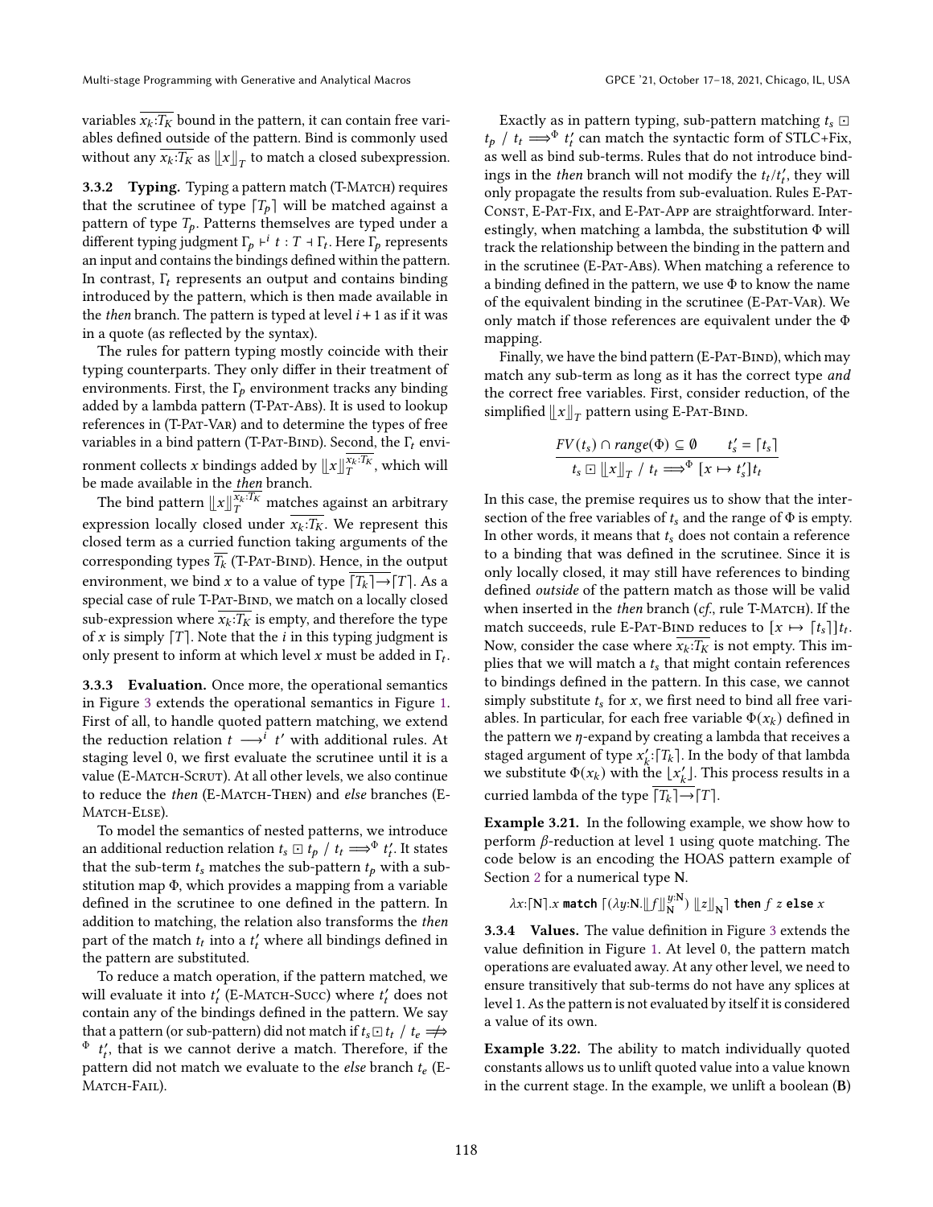variables $\overline{x_k{:}T_K}$ bound in the pattern, it can contain free variables defined outside of the pattern. Bind is commonly used without any $\overline{x_k{:}T_K}$ as $\llbracket x \rrbracket_T$ to match a closed subexpression.

### 3.3.2 Typing.

Typing a pattern match (T-Match) requires that the scrutinee of type $\lceil T_p \rceil$ will be matched against a pattern of type $T_p$. Patterns themselves are typed under a different typing judgment $\Gamma_p \vdash^i t : T \dashv \Gamma_t$. Here $\Gamma_p$ represents an input and contains the bindings defined within the pattern. In contrast, $\Gamma_t$ represents an output and contains binding introduced by the pattern, which is then made available in the *then* branch. The pattern is typed at level $i+1$ as if it was in a quote (as reflected by the syntax).

The rules for pattern typing mostly coincide with their typing counterparts. They only differ in their treatment of environments. First, the $\Gamma_p$ environment tracks any binding added by a lambda pattern (T-Pat-Abs). It is used to lookup references in (T-Pat-Var) and to determine the types of free variables in a bind pattern (T-Pat-Bind). Second, the $\Gamma_t$ environment collects $x$ bindings added by $\llbracket x \rrbracket_T^{\overline{x_k:T_K}}$, which will be made available in the *then* branch.

The bind pattern $\llbracket x \rrbracket_T^{\overline{x_k:T_K}}$ matches against an arbitrary expression locally closed under $\overline{x_k{:}T_K}$. We represent this closed term as a curried function taking arguments of the corresponding types $\overline{T_k}$ (T-Pat-Bind). Hence, in the output environment, we bind $x$ to a value of type $\overline{\lceil T_k \rceil {\rightarrow}} \lceil T \rceil$. As a special case of rule T-Pat-Bind, we match on a locally closed sub-expression where $\overline{x_k{:}T_K}$ is empty, and therefore the type of $x$ is simply $\lceil T \rceil$. Note that the $i$ in this typing judgment is only present to inform at which level $x$ must be added in $\Gamma_t$.

### 3.3.3 Evaluation.

Once more, the operational semantics in Figure 3 extends the operational semantics in Figure 1. First of all, to handle quoted pattern matching, we extend the reduction relation $t \longrightarrow^i t'$ with additional rules. At staging level 0, we first evaluate the scrutinee until it is a value (E-Match-Scrut). At all other levels, we also continue to reduce the *then* (E-Match-Then) and *else* branches (E-Match-Else).

To model the semantics of nested patterns, we introduce an additional reduction relation $t_s \boxdot t_p \; / \; t_t \Longrightarrow^\Phi t_t'$. It states that the sub-term $t_s$ matches the sub-pattern $t_p$ with a substitution map $\Phi$, which provides a mapping from a variable defined in the scrutinee to one defined in the pattern. In addition to matching, the relation also transforms the *then* part of the match $t_t$ into a $t_t'$ where all bindings defined in the pattern are substituted.

To reduce a match operation, if the pattern matched, we will evaluate it into $t_t'$ (E-Match-Succ) where $t_t'$ does not contain any of the bindings defined in the pattern. We say that a pattern (or sub-pattern) did not match if $t_s \boxdot t_t \; / \; t_e \not\Longrightarrow^\Phi t_t'$, that is we cannot derive a match. Therefore, if the pattern did not match we evaluate to the *else* branch $t_e$ (E-Match-Fail).

Exactly as in pattern typing, sub-pattern matching $t_s \boxdot t_p \; / \; t_t \Longrightarrow^\Phi t_t'$ can match the syntactic form of STLC+Fix, as well as bind sub-terms. Rules that do not introduce bindings in the *then* branch will not modify the $t_t/t_t'$, they will only propagate the results from sub-evaluation. Rules E-Pat-Const, E-Pat-Fix, and E-Pat-App are straightforward. Interestingly, when matching a lambda, the substitution $\Phi$ will track the relationship between the binding in the pattern and in the scrutinee (E-Pat-Abs). When matching a reference to a binding defined in the pattern, we use $\Phi$ to know the name of the equivalent binding in the scrutinee (E-Pat-Var). We only match if those references are equivalent under the $\Phi$ mapping.

Finally, we have the bind pattern (E-Pat-Bind), which may match any sub-term as long as it has the correct type *and* the correct free variables. First, consider reduction, of the simplified $\llbracket x \rrbracket_T$ pattern using E-Pat-Bind.

$$\frac{FV(t_s) \cap range(\Phi) \subseteq \emptyset \qquad t_s' = \lceil t_s \rceil}{t_s \boxdot \llbracket x \rrbracket_T \; / \; t_t \Longrightarrow^\Phi [x \mapsto t_s'] t_t}$$

In this case, the premise requires us to show that the intersection of the free variables of $t_s$ and the range of $\Phi$ is empty. In other words, it means that $t_s$ does not contain a reference to a binding that was defined in the scrutinee. Since it is only locally closed, it may still have references to binding defined *outside* of the pattern match as those will be valid when inserted in the *then* branch (*cf.*, rule T-Match). If the match succeeds, rule E-Pat-Bind reduces to $[x \mapsto \lceil t_s \rceil] t_t$. Now, consider the case where $\overline{x_k{:}T_K}$ is not empty. This implies that we will match a $t_s$ that might contain references to bindings defined in the pattern. In this case, we cannot simply substitute $t_s$ for $x$, we first need to bind all free variables. In particular, for each free variable $\Phi(x_k)$ defined in the pattern we $\eta$-expand by creating a lambda that receives a staged argument of type $x_k'{:}\lceil T_k \rceil$. In the body of that lambda we substitute $\Phi(x_k)$ with the $\lfloor x_k' \rfloor$. This process results in a curried lambda of the type $\overline{\lceil T_k \rceil {\rightarrow}} \lceil T \rceil$.

**Example 3.21.** In the following example, we show how to perform $\beta$-reduction at level 1 using quote matching. The code below is an encoding the HOAS pattern example of Section 2 for a numerical type **N**.

$$\lambda x{:}\lceil \mathbf{N} \rceil.x \;\texttt{match}\; \lceil (\lambda y{:}\mathbf{N}.\llbracket f \rrbracket_{\mathbf{N}}^{y:\mathbf{N}}) \; \llbracket z \rrbracket_{\mathbf{N}} \rceil \;\texttt{then}\; f \; z \;\texttt{else}\; x$$

### 3.3.4 Values.

The value definition in Figure 3 extends the value definition in Figure 1. At level 0, the pattern match operations are evaluated away. At any other level, we need to ensure transitively that sub-terms do not have any splices at level 1. As the pattern is not evaluated by itself it is considered a value of its own.

**Example 3.22.** The ability to match individually quoted constants allows us to unlift quoted value into a value known in the current stage. In the example, we unlift a boolean (**B**)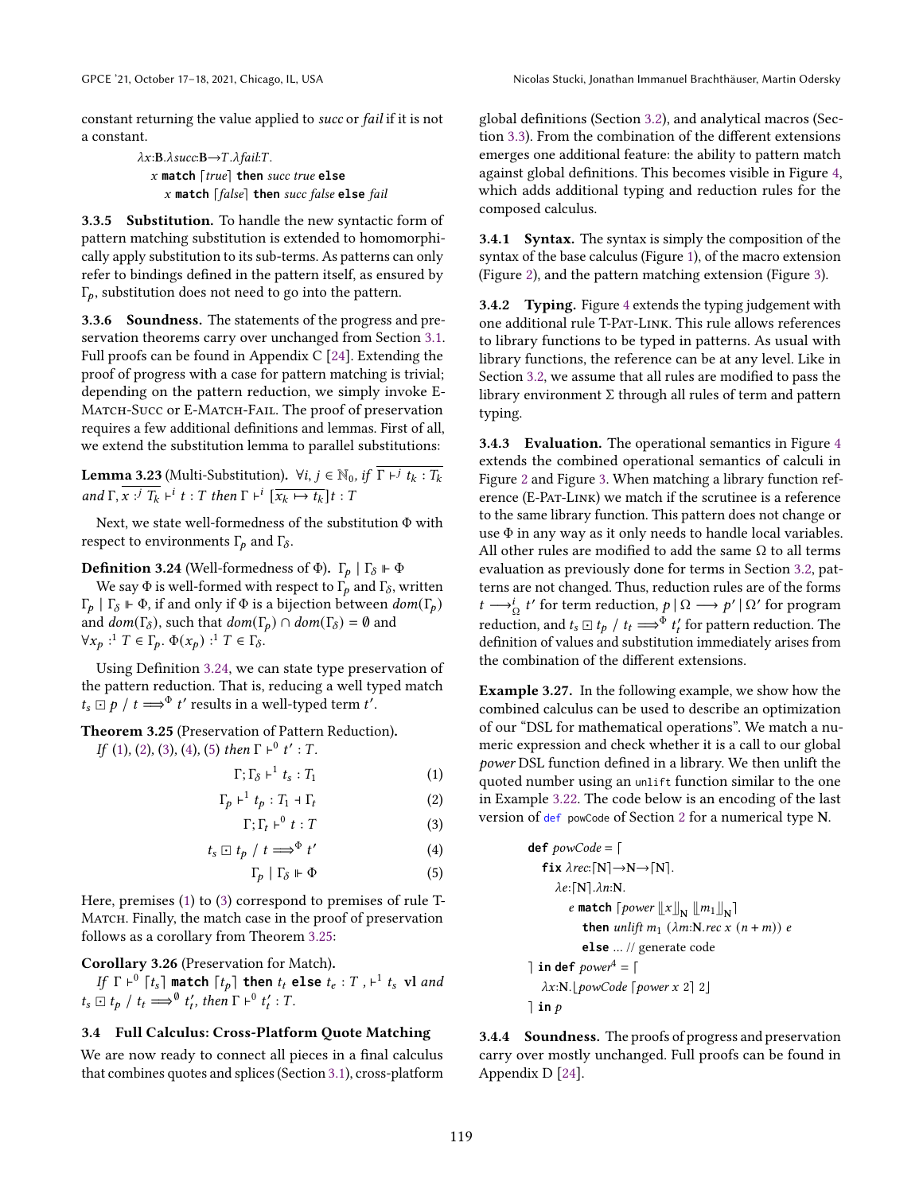constant returning the value applied to *succ* or *fail* if it is not a constant.

$$\lambda x{:}\mathbf{B}.\lambda succ{:}\mathbf{B}{\to}T.\lambda fail{:}T.$$
$$x \ \mathtt{match}\ \lceil true \rceil \ \mathtt{then}\ succ\ true\ \mathtt{else}$$
$$x\ \mathtt{match}\ \lceil false \rceil\ \mathtt{then}\ succ\ false\ \mathtt{else}\ fail$$

**3.3.5 Substitution.** To handle the new syntactic form of pattern matching substitution is extended to homomorphically apply substitution to its sub-terms. As patterns can only refer to bindings defined in the pattern itself, as ensured by $\Gamma_p$, substitution does not need to go into the pattern.

**3.3.6 Soundness.** The statements of the progress and preservation theorems carry over unchanged from Section 3.1. Full proofs can be found in Appendix C [24]. Extending the proof of progress with a case for pattern matching is trivial; depending on the pattern reduction, we simply invoke E-Match-Succ or E-Match-Fail. The proof of preservation requires a few additional definitions and lemmas. First of all, we extend the substitution lemma to parallel substitutions:

**Lemma 3.23** (Multi-Substitution). *$\forall i, j \in \mathbb{N}_0$, if $\overline{\Gamma \vdash^j t_k : T_k}$ and $\Gamma, \overline{x :^j T_k} \vdash^i t : T$ then $\Gamma \vdash^i [\overline{x_k \mapsto t_k}]t : T$*

Next, we state well-formedness of the substitution $\Phi$ with respect to environments $\Gamma_p$ and $\Gamma_\delta$.

**Definition 3.24** (Well-formedness of $\Phi$). $\Gamma_p \mid \Gamma_\delta \Vdash \Phi$

We say $\Phi$ is well-formed with respect to $\Gamma_p$ and $\Gamma_\delta$, written $\Gamma_p \mid \Gamma_\delta \Vdash \Phi$, if and only if $\Phi$ is a bijection between $dom(\Gamma_p)$ and $dom(\Gamma_\delta)$, such that $dom(\Gamma_p) \cap dom(\Gamma_\delta) = \emptyset$ and $\forall x_p :^1 T \in \Gamma_p.\ \Phi(x_p) :^1 T \in \Gamma_\delta$.

Using Definition 3.24, we can state type preservation of the pattern reduction. That is, reducing a well typed match $t_s \boxdot p \ /\ t \Longrightarrow^\Phi t'$ results in a well-typed term $t'$.

**Theorem 3.25** (Preservation of Pattern Reduction).
*If (1), (2), (3), (4), (5) then $\Gamma \vdash^0 t' : T$.*

$$\Gamma; \Gamma_\delta \vdash^1 t_s : T_1 \quad (1)$$
$$\Gamma_p \vdash^1 t_p : T_1 \dashv \Gamma_t \quad (2)$$
$$\Gamma; \Gamma_t \vdash^0 t : T \quad (3)$$
$$t_s \boxdot t_p \ /\ t \Longrightarrow^\Phi t' \quad (4)$$
$$\Gamma_p \mid \Gamma_\delta \Vdash \Phi \quad (5)$$

Here, premises (1) to (3) correspond to premises of rule T-Match. Finally, the match case in the proof of preservation follows as a corollary from Theorem 3.25:

**Corollary 3.26** (Preservation for Match).
*If $\Gamma \vdash^0 \lceil t_s \rceil\ \mathtt{match}\ \lceil t_p \rceil\ \mathtt{then}\ t_t\ \mathtt{else}\ t_e : T$, $\vdash^1 t_s$ **vl** and $t_s \boxdot t_p \ /\ t_t \Longrightarrow^\emptyset t_t'$, then $\Gamma \vdash^0 t_t' : T$.*

### 3.4 Full Calculus: Cross-Platform Quote Matching

We are now ready to connect all pieces in a final calculus that combines quotes and splices (Section 3.1), cross-platform global definitions (Section 3.2), and analytical macros (Section 3.3). From the combination of the different extensions emerges one additional feature: the ability to pattern match against global definitions. This becomes visible in Figure 4, which adds additional typing and reduction rules for the composed calculus.

**3.4.1 Syntax.** The syntax is simply the composition of the syntax of the base calculus (Figure 1), of the macro extension (Figure 2), and the pattern matching extension (Figure 3).

**3.4.2 Typing.** Figure 4 extends the typing judgement with one additional rule T-Pat-Link. This rule allows references to library functions to be typed in patterns. As usual with library functions, the reference can be at any level. Like in Section 3.2, we assume that all rules are modified to pass the library environment $\Sigma$ through all rules of term and pattern typing.

**3.4.3 Evaluation.** The operational semantics in Figure 4 extends the combined operational semantics of calculi in Figure 2 and Figure 3. When matching a library function reference (E-Pat-Link) we match if the scrutinee is a reference to the same library function. This pattern does not change or use $\Phi$ in any way as it only needs to handle local variables. All other rules are modified to add the same $\Omega$ to all terms evaluation as previously done for terms in Section 3.2, patterns are not changed. Thus, reduction rules are of the forms $t \longrightarrow^i_\Omega t'$ for term reduction, $p \mid \Omega \longrightarrow p' \mid \Omega'$ for program reduction, and $t_s \boxdot t_p \ /\ t_t \Longrightarrow^\Phi t_t'$ for pattern reduction. The definition of values and substitution immediately arises from the combination of the different extensions.

**Example 3.27.** In the following example, we show how the combined calculus can be used to describe an optimization of our "DSL for mathematical operations". We match a numeric expression and check whether it is a call to our global *power* DSL function defined in a library. We then unlift the quoted number using an `unlift` function similar to the one in Example 3.22. The code below is an encoding of the last version of `def powCode` of Section 2 for a numerical type **N**.

$$
\begin{array}{l}
\mathtt{def}\ powCode = \lceil \\
\quad \mathtt{fix}\ \lambda rec{:}\lceil \mathbf{N} \rceil{\to}\mathbf{N}{\to}\lceil \mathbf{N} \rceil. \\
\quad\quad \lambda e{:}\lceil \mathbf{N} \rceil.\lambda n{:}\mathbf{N}. \\
\quad\quad\quad e\ \mathtt{match}\ \lceil power\ \llbracket x \rrbracket_{\mathbf{N}}\ \llbracket m_1 \rrbracket_{\mathbf{N}} \rceil \\
\quad\quad\quad\quad \mathtt{then}\ unlift\ m_1\ (\lambda m{:}\mathbf{N}.rec\ x\ (n+m))\ e \\
\quad\quad\quad\quad \mathtt{else}\ \ldots \ \text{// generate code} \\
\rceil\ \mathtt{in\ def}\ power^4 = \lceil \\
\quad \lambda x{:}\mathbf{N}.\lfloor powCode\ \lceil power\ x\ 2 \rceil\ 2 \rfloor \\
\rceil\ \mathtt{in}\ p
\end{array}
$$

**3.4.4 Soundness.** The proofs of progress and preservation carry over mostly unchanged. Full proofs can be found in Appendix D [24].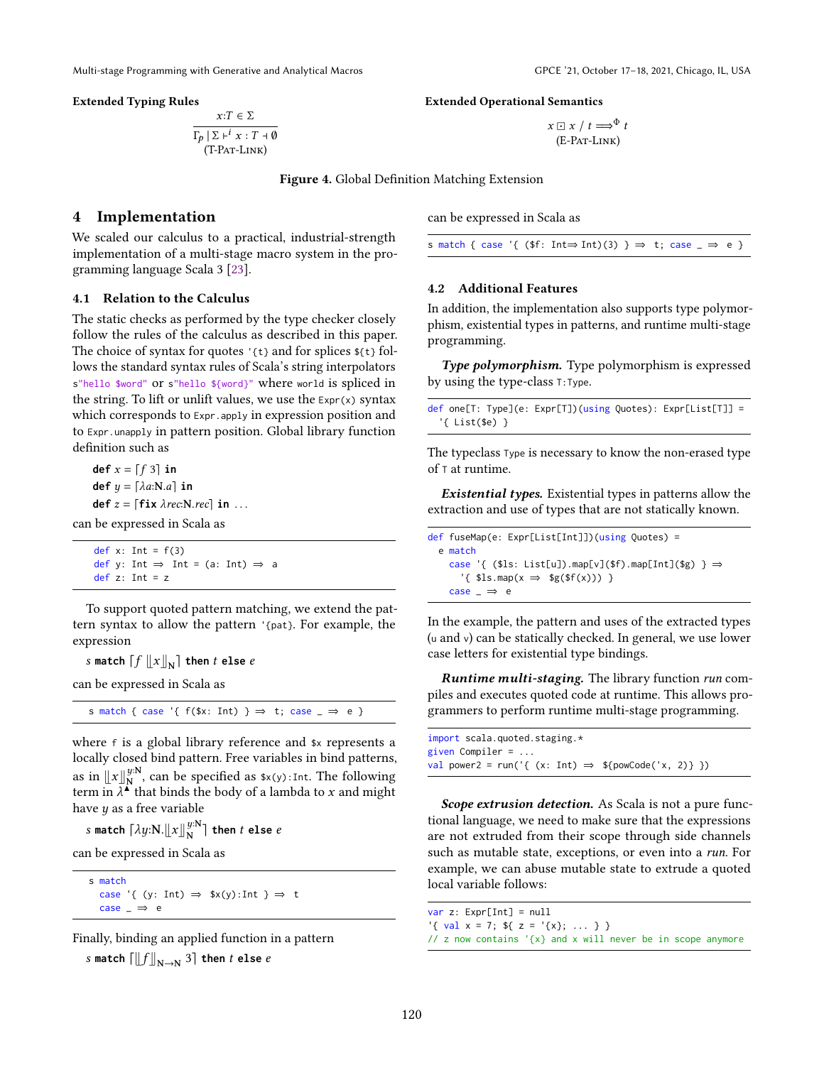**Extended Typing Rules**

$$\frac{x{:}T \in \Sigma}{\Gamma_p \mid \Sigma \vdash^i x : T \dashv \emptyset}$$
(T-Pat-Link)

**Extended Operational Semantics**

$$x \boxdot x \ / \ t \Longrightarrow^{\Phi} t$$
(E-Pat-Link)

**Figure 4.** Global Definition Matching Extension

## 4 Implementation

We scaled our calculus to a practical, industrial-strength implementation of a multi-stage macro system in the programming language Scala 3 [23].

### 4.1 Relation to the Calculus

The static checks as performed by the type checker closely follow the rules of the calculus as described in this paper. The choice of syntax for quotes `'{t}` and for splices `${t}` follows the standard syntax rules of Scala's string interpolators `s"hello $word"` or `s"hello ${word}"` where `world` is spliced in the string. To lift or unlift values, we use the `Expr(x)` syntax which corresponds to `Expr.apply` in expression position and to `Expr.unapply` in pattern position. Global library function definition such as

$\textbf{def}\ x = \lceil f\ 3 \rceil\ \textbf{in}$
$\textbf{def}\ y = \lceil \lambda a{:}\mathrm{N}.a \rceil\ \textbf{in}$
$\textbf{def}\ z = \lceil \textbf{fix}\ \lambda rec{:}\mathrm{N}.rec \rceil\ \textbf{in}\ \ldots$

can be expressed in Scala as

```
def x: Int = f(3)
def y: Int ⇒ Int = (a: Int) ⇒ a
def z: Int = z
```

To support quoted pattern matching, we extend the pattern syntax to allow the pattern `'{pat}`. For example, the expression

$s\ \textbf{match}\ \lceil f\ \llbracket x \rrbracket_{\mathrm{N}} \rceil\ \textbf{then}\ t\ \textbf{else}\ e$

can be expressed in Scala as

```
s match { case '{ f($x: Int) } ⇒ t; case _ ⇒ e }
```

where `f` is a global library reference and `$x` represents a locally closed bind pattern. Free variables in bind patterns, as in $\llbracket x \rrbracket_{\mathrm{N}}^{y:\mathrm{N}}$, can be specified as `$x(y):Int`. The following term in $\lambda^{\blacktriangle}$ that binds the body of a lambda to $x$ and might have $y$ as a free variable

$s\ \textbf{match}\ \lceil \lambda y{:}\mathrm{N}.\llbracket x \rrbracket_{\mathrm{N}}^{y:\mathrm{N}} \rceil\ \textbf{then}\ t\ \textbf{else}\ e$

can be expressed in Scala as

```
s match
  case '{ (y: Int) ⇒ $x(y):Int } ⇒ t
  case _ ⇒ e
```

Finally, binding an applied function in a pattern

$s\ \textbf{match}\ \lceil \llbracket f \rrbracket_{\mathrm{N}\to\mathrm{N}}\ 3 \rceil\ \textbf{then}\ t\ \textbf{else}\ e$

can be expressed in Scala as

```
s match { case '{ ($f: Int⇒ Int)(3) } ⇒ t; case _ ⇒ e }
```

### 4.2 Additional Features

In addition, the implementation also supports type polymorphism, existential types in patterns, and runtime multi-stage programming.

***Type polymorphism.*** Type polymorphism is expressed by using the type-class `T:Type`.

```
def one[T: Type](e: Expr[T])(using Quotes): Expr[List[T]] =
  '{ List($e) }
```

The typeclass `Type` is necessary to know the non-erased type of `T` at runtime.

***Existential types.*** Existential types in patterns allow the extraction and use of types that are not statically known.

```
def fuseMap(e: Expr[List[Int]])(using Quotes) =
  e match
    case '{ ($ls: List[u]).map[v]($f).map[Int]($g) } ⇒
      '{ $ls.map(x ⇒ $g($f(x))) }
    case _ ⇒ e
```

In the example, the pattern and uses of the extracted types (`u` and `v`) can be statically checked. In general, we use lower case letters for existential type bindings.

***Runtime multi-staging.*** The library function *run* compiles and executes quoted code at runtime. This allows programmers to perform runtime multi-stage programming.

```
import scala.quoted.staging.*
given Compiler = ...
val power2 = run('{ (x: Int) ⇒ ${powCode('x, 2)} })
```

***Scope extrusion detection.*** As Scala is not a pure functional language, we need to make sure that the expressions are not extruded from their scope through side channels such as mutable state, exceptions, or even into a *run*. For example, we can abuse mutable state to extrude a quoted local variable follows:

```
var z: Expr[Int] = null
'{ val x = 7; ${ z = '{x}; ... } }
// z now contains '{x} and x will never be in scope anymore
```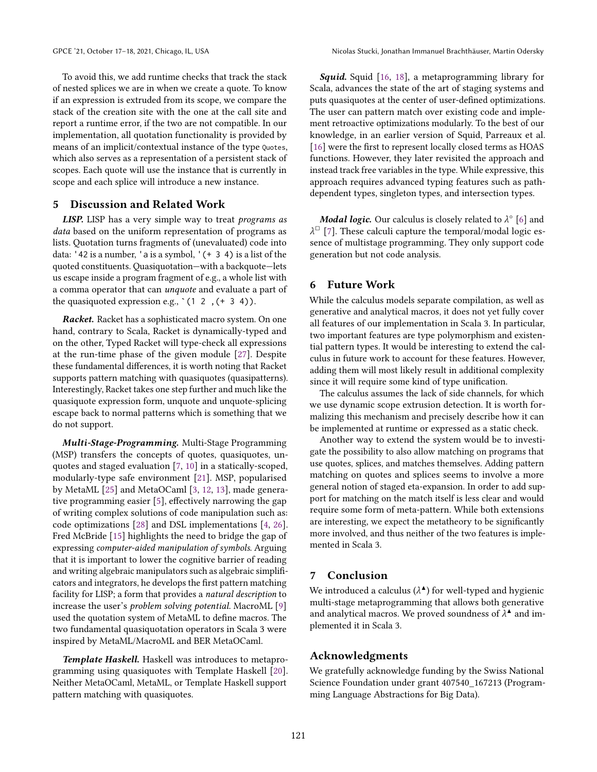To avoid this, we add runtime checks that track the stack of nested splices we are in when we create a quote. To know if an expression is extruded from its scope, we compare the stack of the creation site with the one at the call site and report a runtime error, if the two are not compatible. In our implementation, all quotation functionality is provided by means of an implicit/contextual instance of the type `Quotes`, which also serves as a representation of a persistent stack of scopes. Each quote will use the instance that is currently in scope and each splice will introduce a new instance.

## 5 Discussion and Related Work

***LISP.*** LISP has a very simple way to treat *programs as data* based on the uniform representation of programs as lists. Quotation turns fragments of (unevaluated) code into data: `'42` is a number, `'a` is a symbol, `'(+ 3 4)` is a list of the quoted constituents. Quasiquotation—with a backquote—lets us escape inside a program fragment of e.g., a whole list with a comma operator that can *unquote* and evaluate a part of the quasiquoted expression e.g., `` `(1 2 ,(+ 3 4)) ``.

***Racket.*** Racket has a sophisticated macro system. On one hand, contrary to Scala, Racket is dynamically-typed and on the other, Typed Racket will type-check all expressions at the run-time phase of the given module [27]. Despite these fundamental differences, it is worth noting that Racket supports pattern matching with quasiquotes (quasipatterns). Interestingly, Racket takes one step further and much like the quasiquote expression form, unquote and unquote-splicing escape back to normal patterns which is something that we do not support.

***Multi-Stage-Programming.*** Multi-Stage Programming (MSP) transfers the concepts of quotes, quasiquotes, unquotes and staged evaluation [7, 10] in a statically-scoped, modularly-type safe environment [21]. MSP, popularised by MetaML [25] and MetaOCaml [3, 12, 13], made generative programming easier [5], effectively narrowing the gap of writing complex solutions of code manipulation such as: code optimizations [28] and DSL implementations [4, 26]. Fred McBride [15] highlights the need to bridge the gap of expressing *computer-aided manipulation of symbols*. Arguing that it is important to lower the cognitive barrier of reading and writing algebraic manipulators such as algebraic simplificators and integrators, he develops the first pattern matching facility for LISP; a form that provides a *natural description* to increase the user's *problem solving potential*. MacroML [9] used the quotation system of MetaML to define macros. The two fundamental quasiquotation operators in Scala 3 were inspired by MetaML/MacroML and BER MetaOCaml.

***Template Haskell.*** Haskell was introduces to metaprogramming using quasiquotes with Template Haskell [20]. Neither MetaOCaml, MetaML, or Template Haskell support pattern matching with quasiquotes.

***Squid.*** Squid [16, 18], a metaprogramming library for Scala, advances the state of the art of staging systems and puts quasiquotes at the center of user-defined optimizations. The user can pattern match over existing code and implement retroactive optimizations modularly. To the best of our knowledge, in an earlier version of Squid, Parreaux et al. [16] were the first to represent locally closed terms as HOAS functions. However, they later revisited the approach and instead track free variables in the type. While expressive, this approach requires advanced typing features such as path-dependent types, singleton types, and intersection types.

***Modal logic.*** Our calculus is closely related to $\lambda^{\circ}$ [6] and $\lambda^{\Box}$ [7]. These calculi capture the temporal/modal logic essence of multistage programming. They only support code generation but not code analysis.

## 6 Future Work

While the calculus models separate compilation, as well as generative and analytical macros, it does not yet fully cover all features of our implementation in Scala 3. In particular, two important features are type polymorphism and existential pattern types. It would be interesting to extend the calculus in future work to account for these features. However, adding them will most likely result in additional complexity since it will require some kind of type unification.

The calculus assumes the lack of side channels, for which we use dynamic scope extrusion detection. It is worth formalizing this mechanism and precisely describe how it can be implemented at runtime or expressed as a static check.

Another way to extend the system would be to investigate the possibility to also allow matching on programs that use quotes, splices, and matches themselves. Adding pattern matching on quotes and splices seems to involve a more general notion of staged eta-expansion. In order to add support for matching on the match itself is less clear and would require some form of meta-pattern. While both extensions are interesting, we expect the metatheory to be significantly more involved, and thus neither of the two features is implemented in Scala 3.

## 7 Conclusion

We introduced a calculus ($\lambda^{\blacktriangle}$) for well-typed and hygienic multi-stage metaprogramming that allows both generative and analytical macros. We proved soundness of $\lambda^{\blacktriangle}$ and implemented it in Scala 3.

## Acknowledgments

We gratefully acknowledge funding by the Swiss National Science Foundation under grant 407540_167213 (Programming Language Abstractions for Big Data).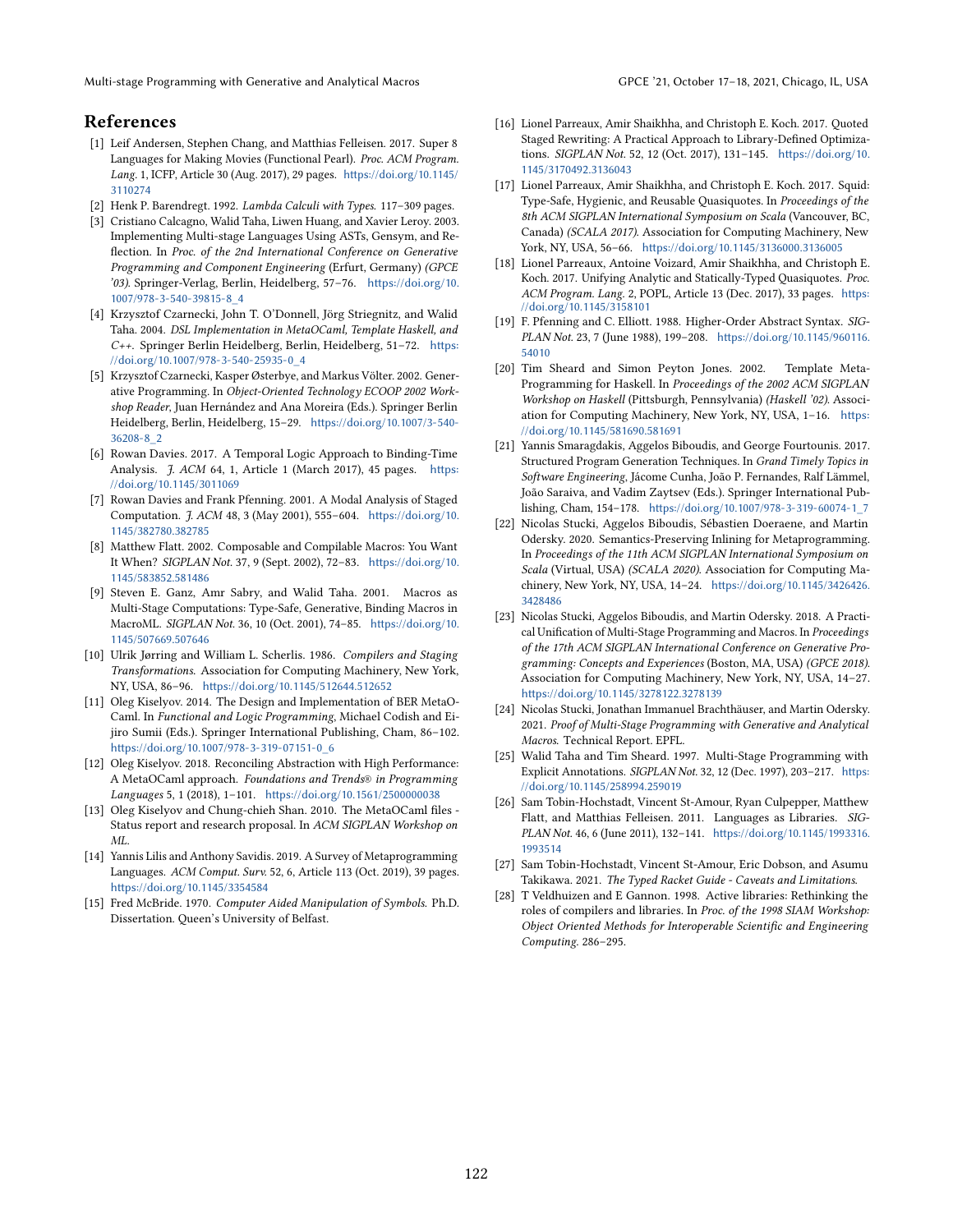## References

[1] Leif Andersen, Stephen Chang, and Matthias Felleisen. 2017. Super 8 Languages for Making Movies (Functional Pearl). *Proc. ACM Program. Lang.* 1, ICFP, Article 30 (Aug. 2017), 29 pages. https://doi.org/10.1145/3110274

[2] Henk P. Barendregt. 1992. *Lambda Calculi with Types.* 117–309 pages.

[3] Cristiano Calcagno, Walid Taha, Liwen Huang, and Xavier Leroy. 2003. Implementing Multi-stage Languages Using ASTs, Gensym, and Reflection. In *Proc. of the 2nd International Conference on Generative Programming and Component Engineering* (Erfurt, Germany) *(GPCE '03)*. Springer-Verlag, Berlin, Heidelberg, 57–76. https://doi.org/10.1007/978-3-540-39815-8_4

[4] Krzysztof Czarnecki, John T. O'Donnell, Jörg Striegnitz, and Walid Taha. 2004. *DSL Implementation in MetaOCaml, Template Haskell, and C++.* Springer Berlin Heidelberg, Berlin, Heidelberg, 51–72. https://doi.org/10.1007/978-3-540-25935-0_4

[5] Krzysztof Czarnecki, Kasper Østerbye, and Markus Völter. 2002. Generative Programming. In *Object-Oriented Technology ECOOP 2002 Workshop Reader*, Juan Hernández and Ana Moreira (Eds.). Springer Berlin Heidelberg, Berlin, Heidelberg, 15–29. https://doi.org/10.1007/3-540-36208-8_2

[6] Rowan Davies. 2017. A Temporal Logic Approach to Binding-Time Analysis. *J. ACM* 64, 1, Article 1 (March 2017), 45 pages. https://doi.org/10.1145/3011069

[7] Rowan Davies and Frank Pfenning. 2001. A Modal Analysis of Staged Computation. *J. ACM* 48, 3 (May 2001), 555–604. https://doi.org/10.1145/382780.382785

[8] Matthew Flatt. 2002. Composable and Compilable Macros: You Want It When? *SIGPLAN Not.* 37, 9 (Sept. 2002), 72–83. https://doi.org/10.1145/583852.581486

[9] Steven E. Ganz, Amr Sabry, and Walid Taha. 2001. Macros as Multi-Stage Computations: Type-Safe, Generative, Binding Macros in MacroML. *SIGPLAN Not.* 36, 10 (Oct. 2001), 74–85. https://doi.org/10.1145/507669.507646

[10] Ulrik Jørring and William L. Scherlis. 1986. *Compilers and Staging Transformations.* Association for Computing Machinery, New York, NY, USA, 86–96. https://doi.org/10.1145/512644.512652

[11] Oleg Kiselyov. 2014. The Design and Implementation of BER MetaOCaml. In *Functional and Logic Programming*, Michael Codish and Eijiro Sumii (Eds.). Springer International Publishing, Cham, 86–102. https://doi.org/10.1007/978-3-319-07151-0_6

[12] Oleg Kiselyov. 2018. Reconciling Abstraction with High Performance: A MetaOCaml approach. *Foundations and Trends® in Programming Languages* 5, 1 (2018), 1–101. https://doi.org/10.1561/2500000038

[13] Oleg Kiselyov and Chung-chieh Shan. 2010. The MetaOCaml files - Status report and research proposal. In *ACM SIGPLAN Workshop on ML*.

[14] Yannis Lilis and Anthony Savidis. 2019. A Survey of Metaprogramming Languages. *ACM Comput. Surv.* 52, 6, Article 113 (Oct. 2019), 39 pages. https://doi.org/10.1145/3354584

[15] Fred McBride. 1970. *Computer Aided Manipulation of Symbols.* Ph.D. Dissertation. Queen's University of Belfast.

[16] Lionel Parreaux, Amir Shaikhha, and Christoph E. Koch. 2017. Quoted Staged Rewriting: A Practical Approach to Library-Defined Optimizations. *SIGPLAN Not.* 52, 12 (Oct. 2017), 131–145. https://doi.org/10.1145/3170492.3136043

[17] Lionel Parreaux, Amir Shaikhha, and Christoph E. Koch. 2017. Squid: Type-Safe, Hygienic, and Reusable Quasiquotes. In *Proceedings of the 8th ACM SIGPLAN International Symposium on Scala* (Vancouver, BC, Canada) *(SCALA 2017)*. Association for Computing Machinery, New York, NY, USA, 56–66. https://doi.org/10.1145/3136000.3136005

[18] Lionel Parreaux, Antoine Voizard, Amir Shaikhha, and Christoph E. Koch. 2017. Unifying Analytic and Statically-Typed Quasiquotes. *Proc. ACM Program. Lang.* 2, POPL, Article 13 (Dec. 2017), 33 pages. https://doi.org/10.1145/3158101

[19] F. Pfenning and C. Elliott. 1988. Higher-Order Abstract Syntax. *SIGPLAN Not.* 23, 7 (June 1988), 199–208. https://doi.org/10.1145/960116.54010

[20] Tim Sheard and Simon Peyton Jones. 2002. Template Meta-Programming for Haskell. In *Proceedings of the 2002 ACM SIGPLAN Workshop on Haskell* (Pittsburgh, Pennsylvania) *(Haskell '02)*. Association for Computing Machinery, New York, NY, USA, 1–16. https://doi.org/10.1145/581690.581691

[21] Yannis Smaragdakis, Aggelos Biboudis, and George Fourtounis. 2017. Structured Program Generation Techniques. In *Grand Timely Topics in Software Engineering*, Jácome Cunha, João P. Fernandes, Ralf Lämmel, João Saraiva, and Vadim Zaytsev (Eds.). Springer International Publishing, Cham, 154–178. https://doi.org/10.1007/978-3-319-60074-1_7

[22] Nicolas Stucki, Aggelos Biboudis, Sébastien Doeraene, and Martin Odersky. 2020. Semantics-Preserving Inlining for Metaprogramming. In *Proceedings of the 11th ACM SIGPLAN International Symposium on Scala* (Virtual, USA) *(SCALA 2020)*. Association for Computing Machinery, New York, NY, USA, 14–24. https://doi.org/10.1145/3426426.3428486

[23] Nicolas Stucki, Aggelos Biboudis, and Martin Odersky. 2018. A Practical Unification of Multi-Stage Programming and Macros. In *Proceedings of the 17th ACM SIGPLAN International Conference on Generative Programming: Concepts and Experiences* (Boston, MA, USA) *(GPCE 2018)*. Association for Computing Machinery, New York, NY, USA, 14–27. https://doi.org/10.1145/3278122.3278139

[24] Nicolas Stucki, Jonathan Immanuel Brachthäuser, and Martin Odersky. 2021. *Proof of Multi-Stage Programming with Generative and Analytical Macros.* Technical Report. EPFL.

[25] Walid Taha and Tim Sheard. 1997. Multi-Stage Programming with Explicit Annotations. *SIGPLAN Not.* 32, 12 (Dec. 1997), 203–217. https://doi.org/10.1145/258994.259019

[26] Sam Tobin-Hochstadt, Vincent St-Amour, Ryan Culpepper, Matthew Flatt, and Matthias Felleisen. 2011. Languages as Libraries. *SIGPLAN Not.* 46, 6 (June 2011), 132–141. https://doi.org/10.1145/1993316.1993514

[27] Sam Tobin-Hochstadt, Vincent St-Amour, Eric Dobson, and Asumu Takikawa. 2021. *The Typed Racket Guide - Caveats and Limitations.*

[28] T Veldhuizen and E Gannon. 1998. Active libraries: Rethinking the roles of compilers and libraries. In *Proc. of the 1998 SIAM Workshop: Object Oriented Methods for Interoperable Scientific and Engineering Computing.* 286–295.